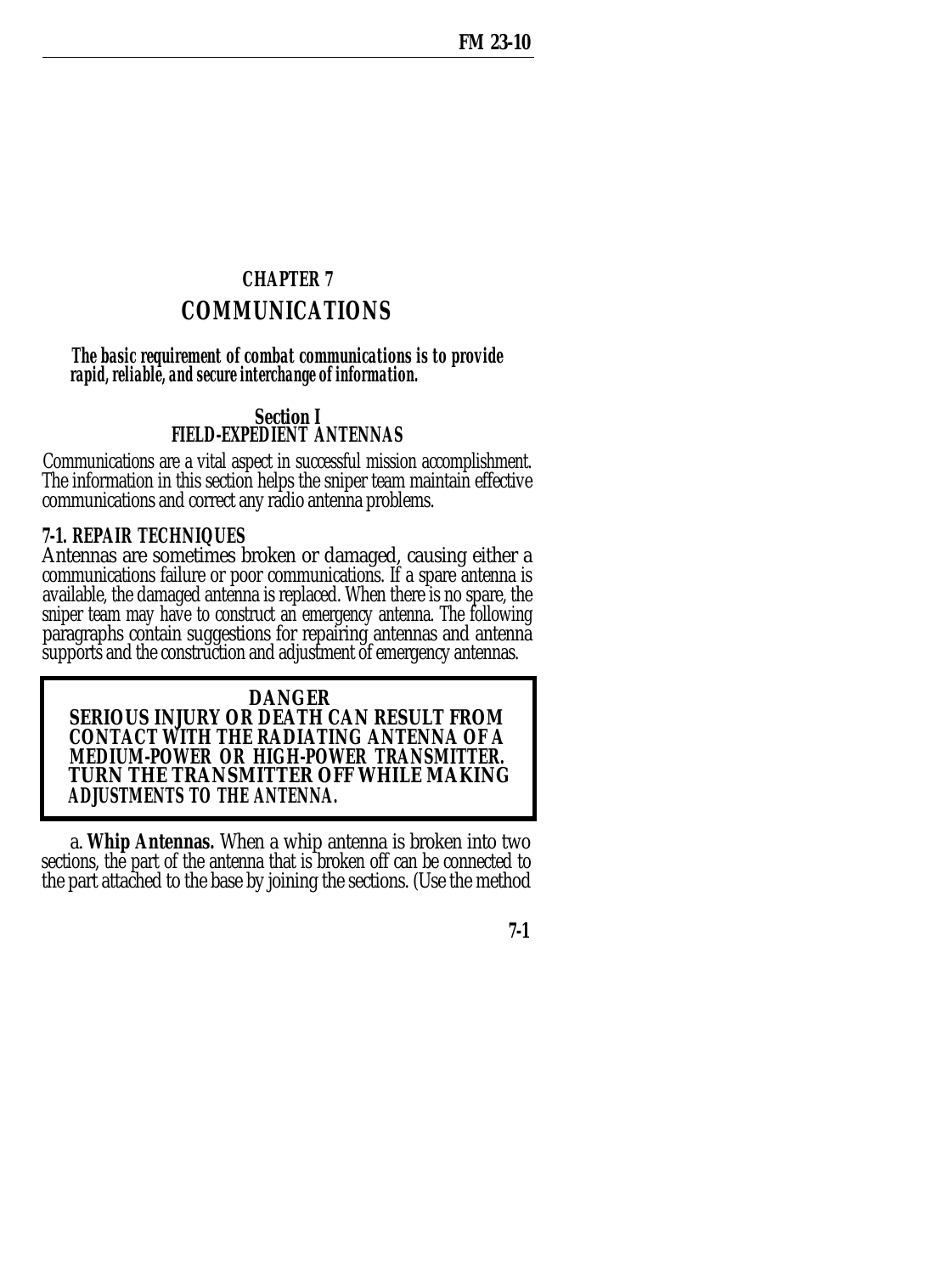# CHAPTER 7

# COMMUNICATIONS

***The basic requirement of combat communications is to provide rapid, reliable, and secure interchange of information.***

## Section I
## FIELD-EXPEDIENT ANTENNAS

Communications are a vital aspect in successful mission accomplishment. The information in this section helps the sniper team maintain effective communications and correct any radio antenna problems.

### 7-1. REPAIR TECHNIQUES

Antennas are sometimes broken or damaged, causing either a communications failure or poor communications. If a spare antenna is available, the damaged antenna is replaced. When there is no spare, the sniper team may have to construct an emergency antenna. The following paragraphs contain suggestions for repairing antennas and antenna supports and the construction and adjustment of emergency antennas.

> **DANGER**
> **SERIOUS INJURY OR DEATH CAN RESULT FROM CONTACT WITH THE RADIATING ANTENNA OF A MEDIUM-POWER OR HIGH-POWER TRANSMITTER. TURN THE TRANSMITTER OFF WHILE MAKING ADJUSTMENTS TO THE ANTENNA.**

a. **Whip Antennas.** When a whip antenna is broken into two sections, the part of the antenna that is broken off can be connected to the part attached to the base by joining the sections. (Use the method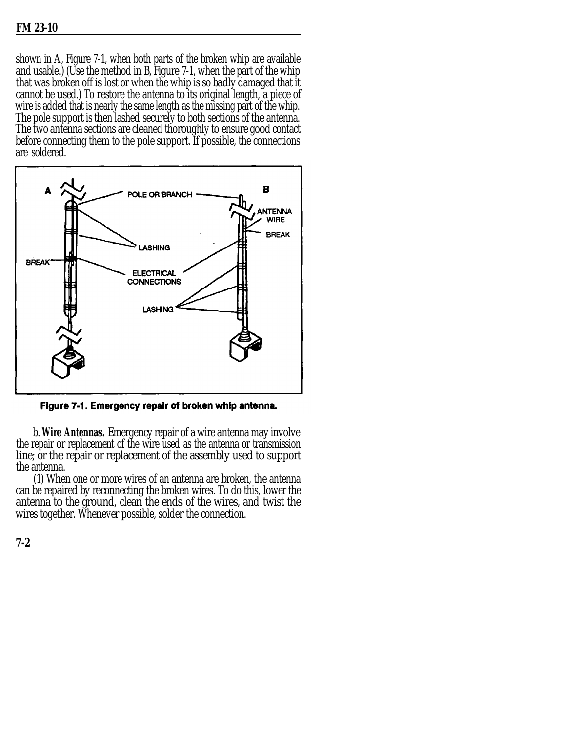shown in A, Figure 7-1, when both parts of the broken whip are available and usable.) (Use the method in B, Figure 7-1, when the part of the whip that was broken off is lost or when the whip is so badly damaged that it cannot be used.) To restore the antenna to its original length, a piece of wire is added that is nearly the same length as the missing part of the whip. The pole support is then lashed securely to both sections of the antenna. The two antenna sections are cleaned thoroughly to ensure good contact before connecting them to the pole support. If possible, the connections are soldered.

**Figure 7-1. Emergency repair of broken whip antenna.**

b. **Wire Antennas.** Emergency repair of a wire antenna may involve the repair or replacement of the wire used as the antenna or transmission line; or the repair or replacement of the assembly used to support the antenna.

(1) When one or more wires of an antenna are broken, the antenna can be repaired by reconnecting the broken wires. To do this, lower the antenna to the ground, clean the ends of the wires, and twist the wires together. Whenever possible, solder the connection.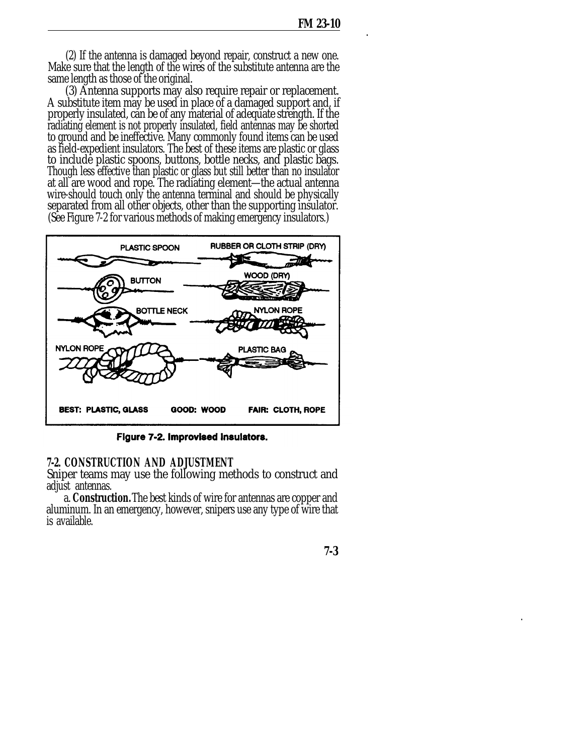(2) If the antenna is damaged beyond repair, construct a new one. Make sure that the length of the wires of the substitute antenna are the same length as those of the original.

(3) Antenna supports may also require repair or replacement. A substitute item may be used in place of a damaged support and, if properly insulated, can be of any material of adequate strength. If the radiating element is not properly insulated, field antennas may be shorted to ground and be ineffective. Many commonly found items can be used as field-expedient insulators. The best of these items are plastic or glass to include plastic spoons, buttons, bottle necks, and plastic bags. Though less effective than plastic or glass but still better than no insulator at all are wood and rope. The radiating element—the actual antenna wire-should touch only the antenna terminal and should be physically separated from all other objects, other than the supporting insulator. (See Figure 7-2 for various methods of making emergency insulators.)

PLASTIC SPOON | RUBBER OR CLOTH STRIP (DRY) | BUTTON | WOOD (DRY) | BOTTLE NECK | NYLON ROPE | NYLON ROPE | PLASTIC BAG

BEST: PLASTIC, GLASS GOOD: WOOD FAIR: CLOTH, ROPE

**Figure 7-2. Improvised insulators.**

## 7-2. CONSTRUCTION AND ADJUSTMENT

Sniper teams may use the following methods to construct and adjust antennas.

a. **Construction.** The best kinds of wire for antennas are copper and aluminum. In an emergency, however, snipers use any type of wire that is available.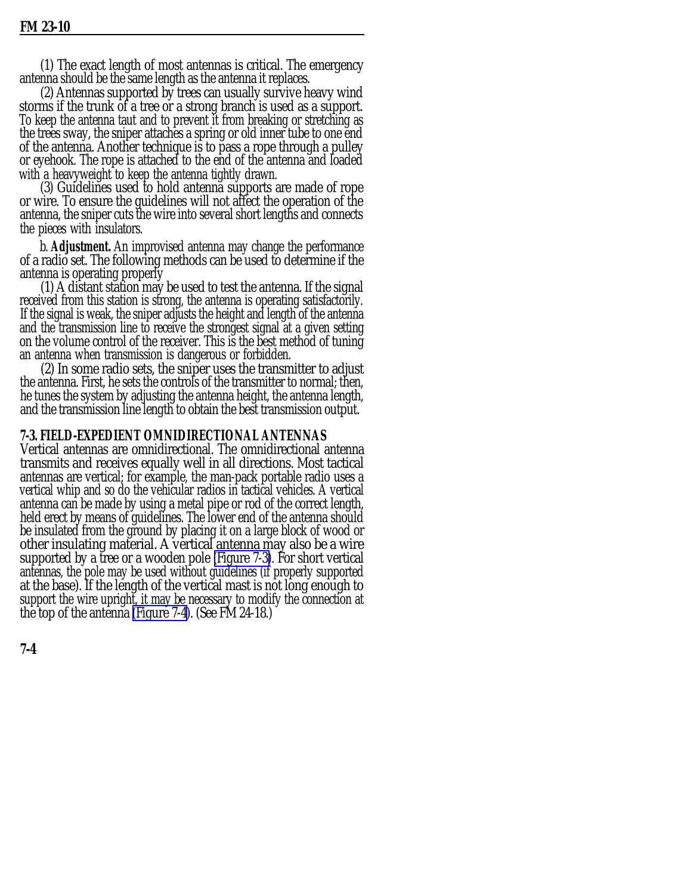(1) The exact length of most antennas is critical. The emergency antenna should be the same length as the antenna it replaces.

(2) Antennas supported by trees can usually survive heavy wind storms if the trunk of a tree or a strong branch is used as a support. To keep the antenna taut and to prevent it from breaking or stretching as the trees sway, the sniper attaches a spring or old inner tube to one end of the antenna. Another technique is to pass a rope through a pulley or eyehook. The rope is attached to the end of the antenna and loaded with a heavyweight to keep the antenna tightly drawn.

(3) Guidelines used to hold antenna supports are made of rope or wire. To ensure the guidelines will not affect the operation of the antenna, the sniper cuts the wire into several short lengths and connects the pieces with insulators.

b. **Adjustment.** An improvised antenna may change the performance of a radio set. The following methods can be used to determine if the antenna is operating properly

(1) A distant station may be used to test the antenna. If the signal received from this station is strong, the antenna is operating satisfactorily. If the signal is weak, the sniper adjusts the height and length of the antenna and the transmission line to receive the strongest signal at a given setting on the volume control of the receiver. This is the best method of tuning an antenna when transmission is dangerous or forbidden.

(2) In some radio sets, the sniper uses the transmitter to adjust the antenna. First, he sets the controls of the transmitter to normal; then, he tunes the system by adjusting the antenna height, the antenna length, and the transmission line length to obtain the best transmission output.

## 7-3. FIELD-EXPEDIENT OMNIDIRECTIONAL ANTENNAS

Vertical antennas are omnidirectional. The omnidirectional antenna transmits and receives equally well in all directions. Most tactical antennas are vertical; for example, the man-pack portable radio uses a vertical whip and so do the vehicular radios in tactical vehicles. A vertical antenna can be made by using a metal pipe or rod of the correct length, held erect by means of guidelines. The lower end of the antenna should be insulated from the ground by placing it on a large block of wood or other insulating material. A vertical antenna may also be a wire supported by a tree or a wooden pole (Figure 7-3). For short vertical antennas, the pole may be used without guidelines (if properly supported at the base). If the length of the vertical mast is not long enough to support the wire upright, it may be necessary to modify the connection at the top of the antenna (Figure 7-4). (See FM 24-18.)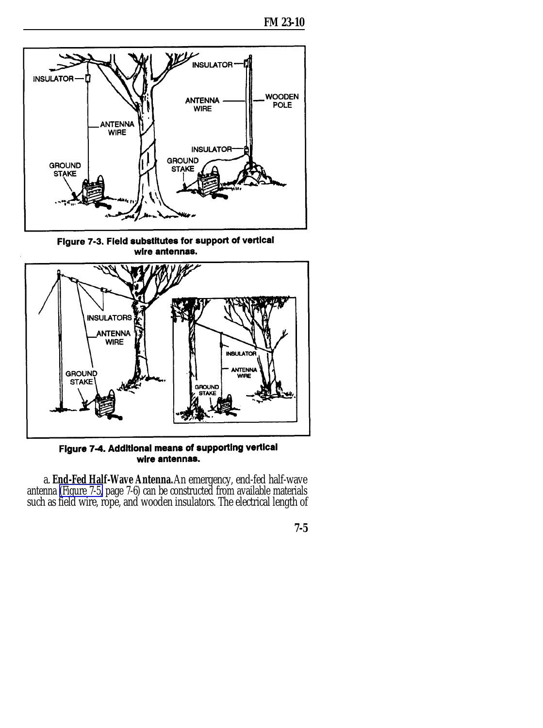Figure 7-3. Field substitutes for support of vertical wire antennas.

Figure 7-4. Additional means of supporting vertical wire antennas.

a. **End-Fed Half-Wave Antenna.** An emergency, end-fed half-wave antenna (Figure 7-5, page 7-6) can be constructed from available materials such as field wire, rope, and wooden insulators. The electrical length of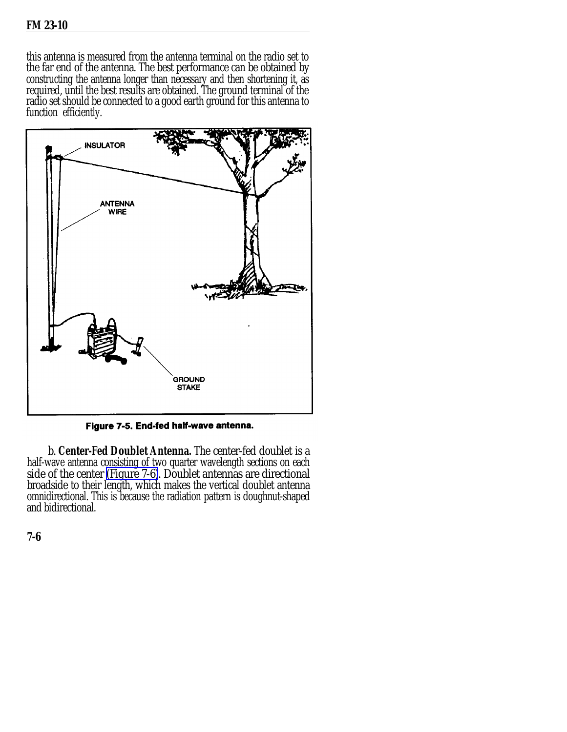this antenna is measured from the antenna terminal on the radio set to the far end of the antenna. The best performance can be obtained by constructing the antenna longer than necessary and then shortening it, as required, until the best results are obtained. The ground terminal of the radio set should be connected to a good earth ground for this antenna to function efficiently.

Figure 7-5. End-fed half-wave antenna.

b. **Center-Fed Doublet Antenna.** The center-fed doublet is a half-wave antenna consisting of two quarter wavelength sections on each side of the center (Figure 7-6). Doublet antennas are directional broadside to their length, which makes the vertical doublet antenna omnidirectional. This is because the radiation pattern is doughnut-shaped and bidirectional.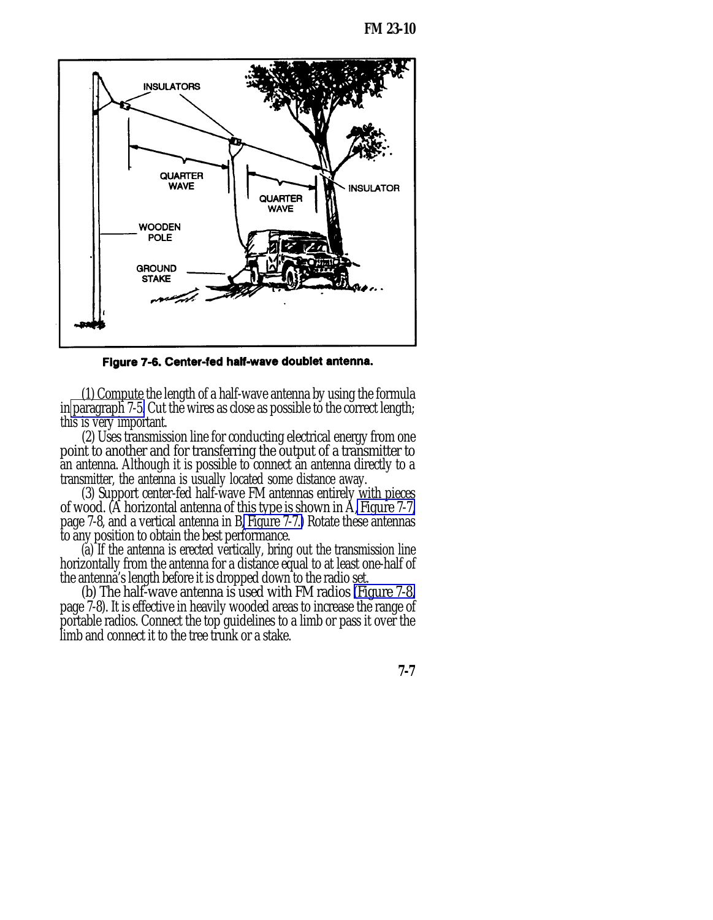Figure 7-6. Center-fed half-wave doublet antenna.

(1) Compute the length of a half-wave antenna by using the formula in paragraph 7-5. Cut the wires as close as possible to the correct length; this is very important.

(2) Uses transmission line for conducting electrical energy from one point to another and for transferring the output of a transmitter to an antenna. Although it is possible to connect an antenna directly to a transmitter, the antenna is usually located some distance away.

(3) Support center-fed half-wave FM antennas entirely with pieces of wood. (A horizontal antenna of this type is shown in A, Figure 7-7, page 7-8, and a vertical antenna in B, Figure 7-7.) Rotate these antennas to any position to obtain the best performance.

(a) If the antenna is erected vertically, bring out the transmission line horizontally from the antenna for a distance equal to at least one-half of the antenna's length before it is dropped down to the radio set.

(b) The half-wave antenna is used with FM radios (Figure 7-8, page 7-8). It is effective in heavily wooded areas to increase the range of portable radios. Connect the top guidelines to a limb or pass it over the limb and connect it to the tree trunk or a stake.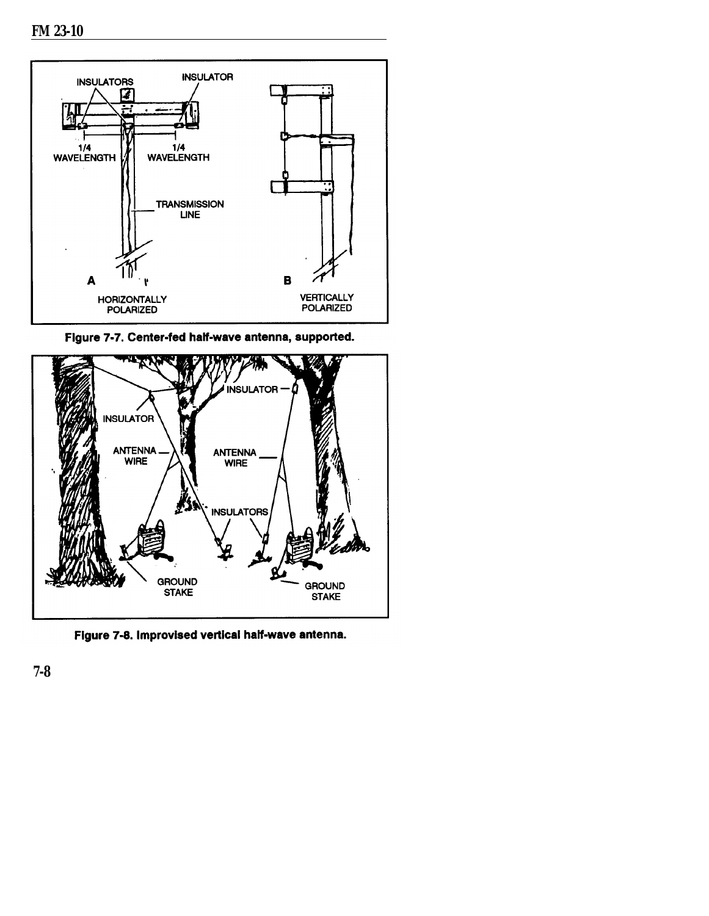Figure 7-7. Center-fed half-wave antenna, supported.

Figure 7-8. Improvised vertical half-wave antenna.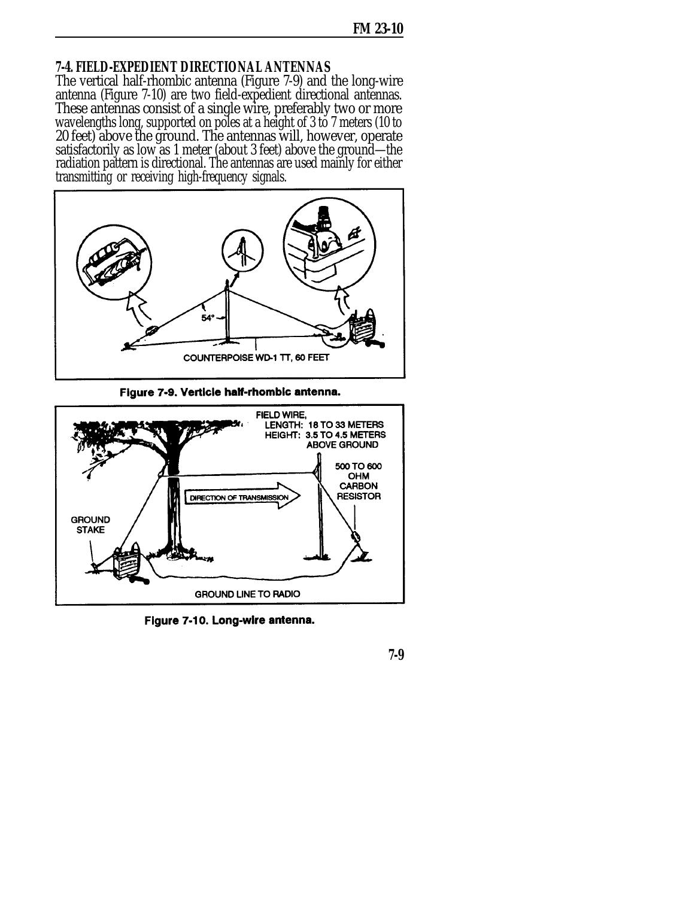## 7-4. FIELD-EXPEDIENT DIRECTIONAL ANTENNAS

The vertical half-rhombic antenna (Figure 7-9) and the long-wire antenna (Figure 7-10) are two field-expedient directional antennas. These antennas consist of a single wire, preferably two or more wavelengths long, supported on poles at a height of 3 to 7 meters (10 to 20 feet) above the ground. The antennas will, however, operate satisfactorily as low as 1 meter (about 3 feet) above the ground—the radiation pattern is directional. The antennas are used mainly for either transmitting or receiving high-frequency signals.

54°

COUNTERPOISE WD-1 TT, 60 FEET

**Figure 7-9. Verticle half-rhombic antenna.**

FIELD WIRE,
LENGTH: 18 TO 33 METERS
HEIGHT: 3.5 TO 4.5 METERS ABOVE GROUND

500 TO 600 OHM CARBON RESISTOR

DIRECTION OF TRANSMISSION

GROUND STAKE

GROUND LINE TO RADIO

**Figure 7-10. Long-wire antenna.**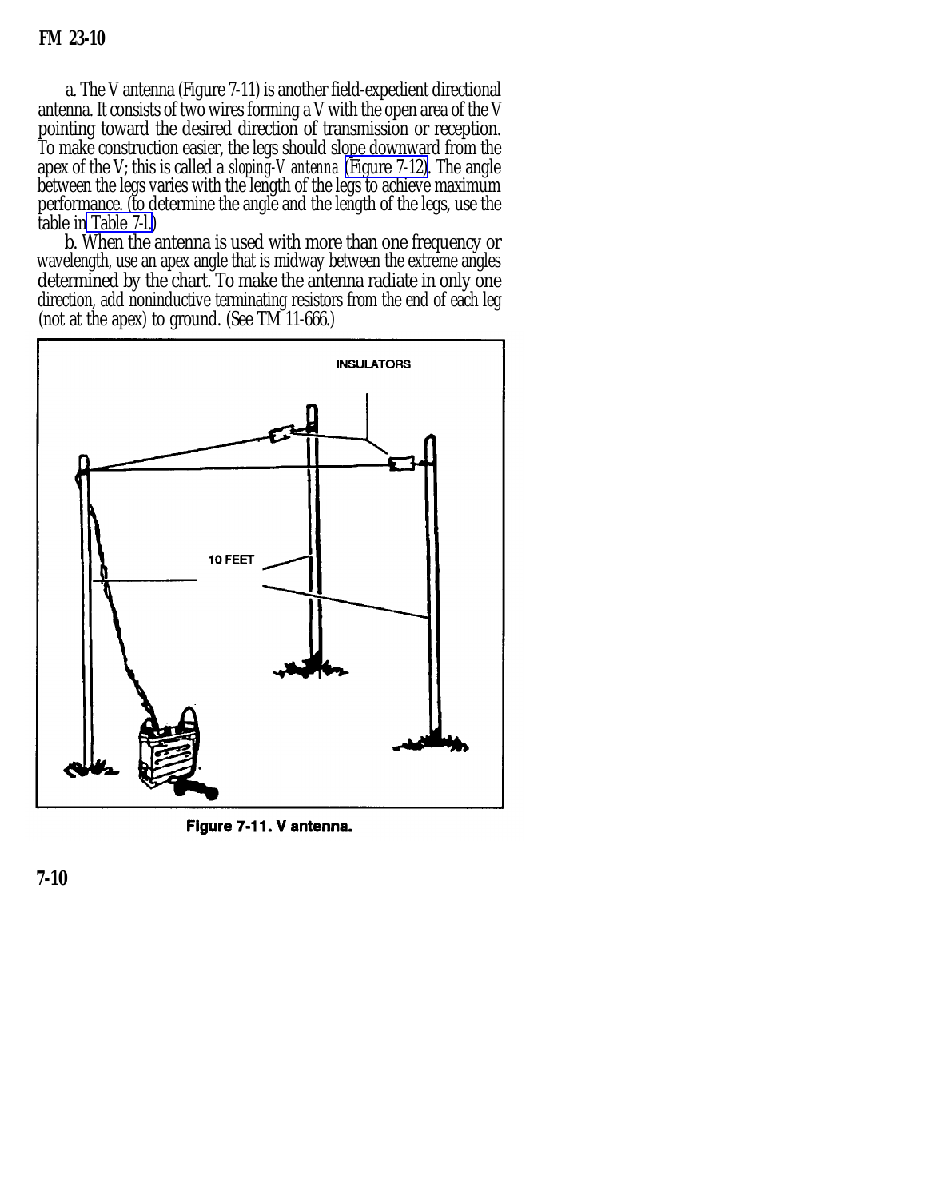a. The V antenna (Figure 7-11) is another field-expedient directional antenna. It consists of two wires forming a V with the open area of the V pointing toward the desired direction of transmission or reception. To make construction easier, the legs should slope downward from the apex of the V; this is called a *sloping-V antenna* (Figure 7-12). The angle between the legs varies with the length of the legs to achieve maximum performance. (to determine the angle and the length of the legs, use the table in Table 7-1.)

b. When the antenna is used with more than one frequency or wavelength, use an apex angle that is midway between the extreme angles determined by the chart. To make the antenna radiate in only one direction, add noninductive terminating resistors from the end of each leg (not at the apex) to ground. (See TM 11-666.)

INSULATORS

10 FEET

**Figure 7-11. V antenna.**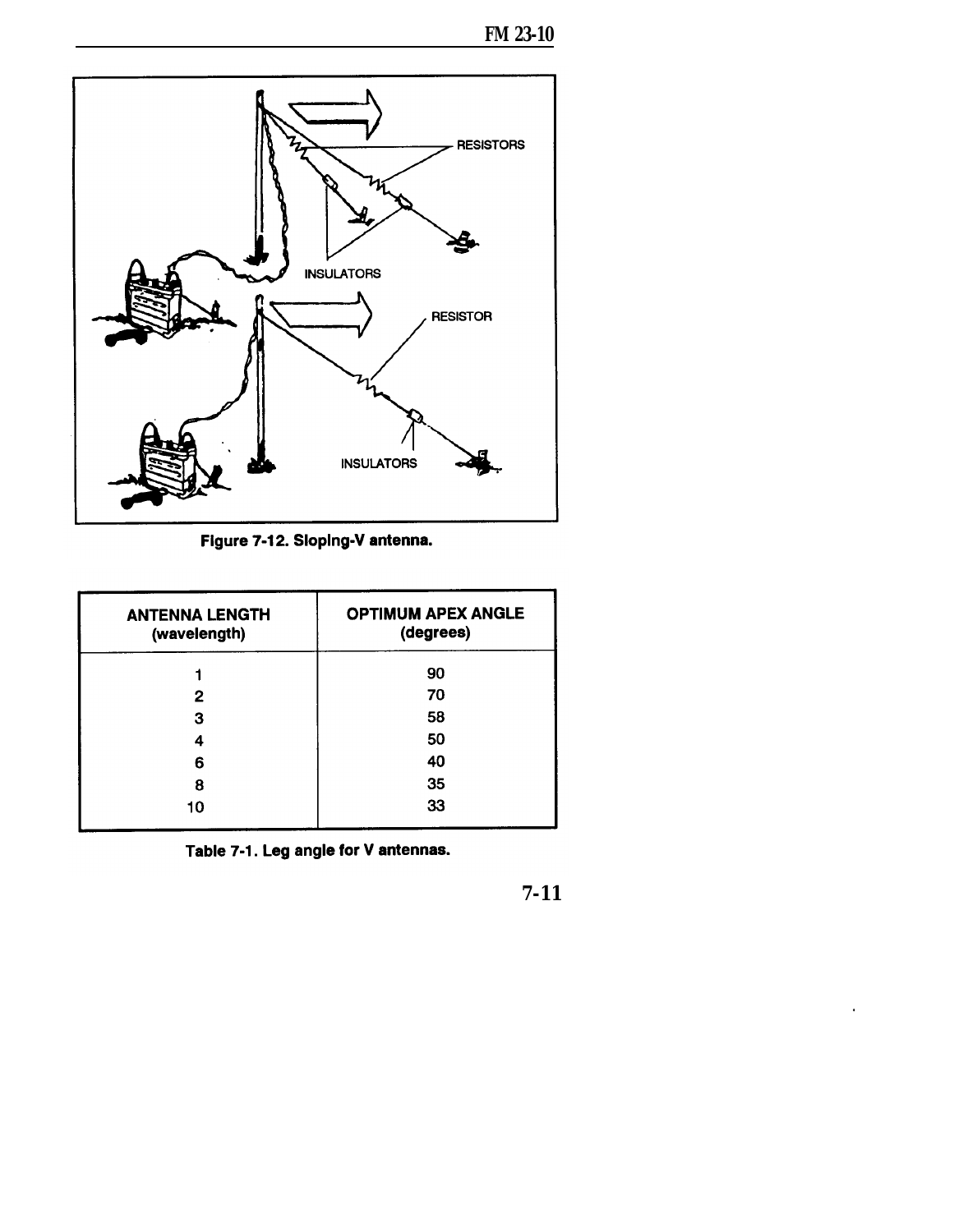Figure 7-12. Sloping-V antenna.

| ANTENNA LENGTH (wavelength) | OPTIMUM APEX ANGLE (degrees) |
|---|---|
| 1 | 90 |
| 2 | 70 |
| 3 | 58 |
| 4 | 50 |
| 6 | 40 |
| 8 | 35 |
| 10 | 33 |

Table 7-1. Leg angle for V antennas.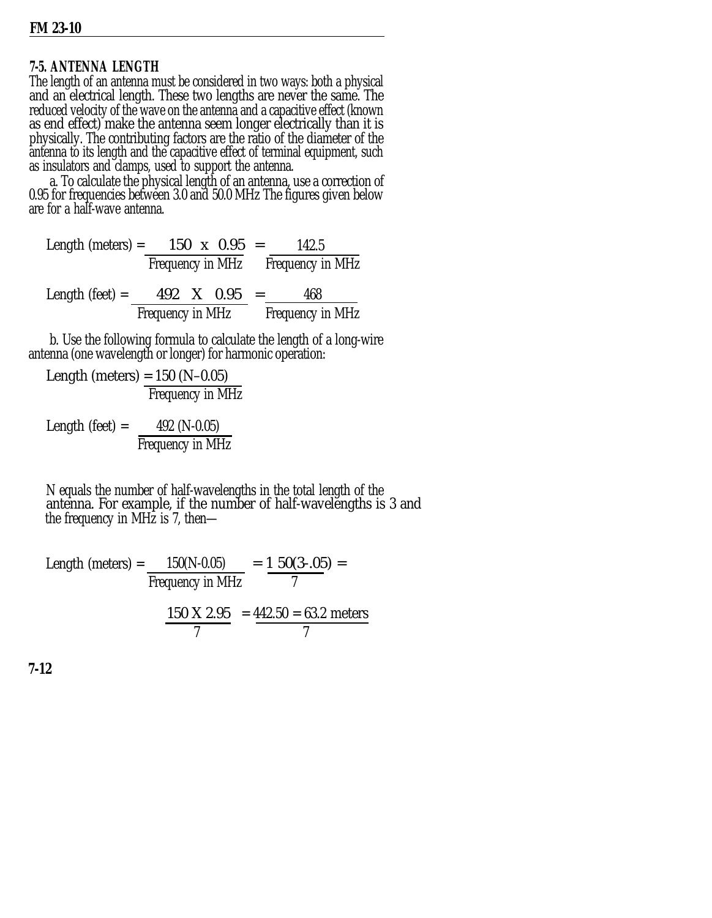### 7-5. ANTENNA LENGTH

The length of an antenna must be considered in two ways: both a physical and an electrical length. These two lengths are never the same. The reduced velocity of the wave on the antenna and a capacitive effect (known as end effect) make the antenna seem longer electrically than it is physically. The contributing factors are the ratio of the diameter of the antenna to its length and the capacitive effect of terminal equipment, such as insulators and clamps, used to support the antenna.

a. To calculate the physical length of an antenna, use a correction of 0.95 for frequencies between 3.0 and 50.0 MHz The figures given below are for a half-wave antenna.

$$\text{Length (meters)} = \frac{150 \times 0.95}{\text{Frequency in MHz}} = \frac{142.5}{\text{Frequency in MHz}}$$

$$\text{Length (feet)} = \frac{492 \times 0.95}{\text{Frequency in MHz}} = \frac{468}{\text{Frequency in MHz}}$$

b. Use the following formula to calculate the length of a long-wire antenna (one wavelength or longer) for harmonic operation:

$$\text{Length (meters)} = \frac{150\,(N - 0.05)}{\text{Frequency in MHz}}$$

$$\text{Length (feet)} = \frac{492\,(N - 0.05)}{\text{Frequency in MHz}}$$

N equals the number of half-wavelengths in the total length of the antenna. For example, if the number of half-wavelengths is 3 and the frequency in MHz is 7, then—

$$\text{Length (meters)} = \frac{150(N-0.05)}{\text{Frequency in MHz}} = \frac{150(3-.05)}{7} =$$

$$\frac{150 \times 2.95}{7} = \frac{442.50}{7} = 63.2 \text{ meters}$$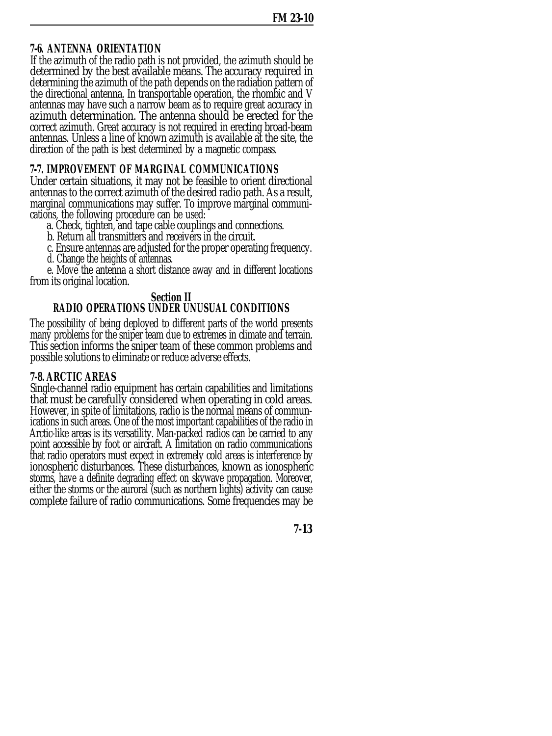### 7-6. ANTENNA ORIENTATION

If the azimuth of the radio path is not provided, the azimuth should be determined by the best available means. The accuracy required in determining the azimuth of the path depends on the radiation pattern of the directional antenna. In transportable operation, the rhombic and V antennas may have such a narrow beam as to require great accuracy in azimuth determination. The antenna should be erected for the correct azimuth. Great accuracy is not required in erecting broad-beam antennas. Unless a line of known azimuth is available at the site, the direction of the path is best determined by a magnetic compass.

### 7-7. IMPROVEMENT OF MARGINAL COMMUNICATIONS

Under certain situations, it may not be feasible to orient directional antennas to the correct azimuth of the desired radio path. As a result, marginal communications may suffer. To improve marginal communications, the following procedure can be used:

a. Check, tighten, and tape cable couplings and connections.

b. Return all transmitters and receivers in the circuit.

c. Ensure antennas are adjusted for the proper operating frequency.

d. Change the heights of antennas.

e. Move the antenna a short distance away and in different locations from its original location.

## Section II
## RADIO OPERATIONS UNDER UNUSUAL CONDITIONS

The possibility of being deployed to different parts of the world presents many problems for the sniper team due to extremes in climate and terrain. This section informs the sniper team of these common problems and possible solutions to eliminate or reduce adverse effects.

### 7-8. ARCTIC AREAS

Single-channel radio equipment has certain capabilities and limitations that must be carefully considered when operating in cold areas. However, in spite of limitations, radio is the normal means of communications in such areas. One of the most important capabilities of the radio in Arctic-like areas is its versatility. Man-packed radios can be carried to any point accessible by foot or aircraft. A limitation on radio communications that radio operators must expect in extremely cold areas is interference by ionospheric disturbances. These disturbances, known as ionospheric storms, have a definite degrading effect on skywave propagation. Moreover, either the storms or the auroral (such as northern lights) activity can cause complete failure of radio communications. Some frequencies may be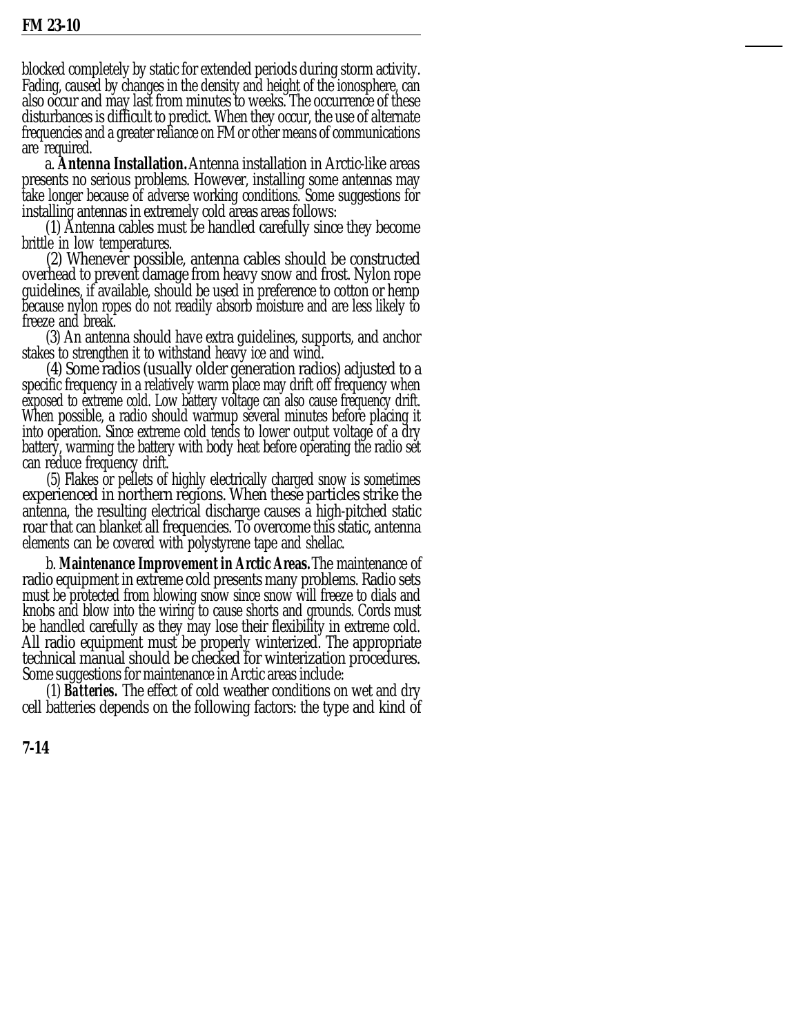blocked completely by static for extended periods during storm activity. Fading, caused by changes in the density and height of the ionosphere, can also occur and may last from minutes to weeks. The occurrence of these disturbances is difficult to predict. When they occur, the use of alternate frequencies and a greater reliance on FM or other means of communications are required.

a. **Antenna Installation.** Antenna installation in Arctic-like areas presents no serious problems. However, installing some antennas may take longer because of adverse working conditions. Some suggestions for installing antennas in extremely cold areas areas follows:

(1) Antenna cables must be handled carefully since they become brittle in low temperatures.

(2) Whenever possible, antenna cables should be constructed overhead to prevent damage from heavy snow and frost. Nylon rope guidelines, if available, should be used in preference to cotton or hemp because nylon ropes do not readily absorb moisture and are less likely to freeze and break.

(3) An antenna should have extra guidelines, supports, and anchor stakes to strengthen it to withstand heavy ice and wind.

(4) Some radios (usually older generation radios) adjusted to a specific frequency in a relatively warm place may drift off frequency when exposed to extreme cold. Low battery voltage can also cause frequency drift. When possible, a radio should warmup several minutes before placing it into operation. Since extreme cold tends to lower output voltage of a dry battery, warming the battery with body heat before operating the radio set can reduce frequency drift.

(5) Flakes or pellets of highly electrically charged snow is sometimes experienced in northern regions. When these particles strike the antenna, the resulting electrical discharge causes a high-pitched static roar that can blanket all frequencies. To overcome this static, antenna elements can be covered with polystyrene tape and shellac.

b. **Maintenance Improvement in Arctic Areas.** The maintenance of radio equipment in extreme cold presents many problems. Radio sets must be protected from blowing snow since snow will freeze to dials and knobs and blow into the wiring to cause shorts and grounds. Cords must be handled carefully as they may lose their flexibility in extreme cold. All radio equipment must be properly winterized. The appropriate technical manual should be checked for winterization procedures. Some suggestions for maintenance in Arctic areas include:

(1) ***Batteries.*** The effect of cold weather conditions on wet and dry cell batteries depends on the following factors: the type and kind of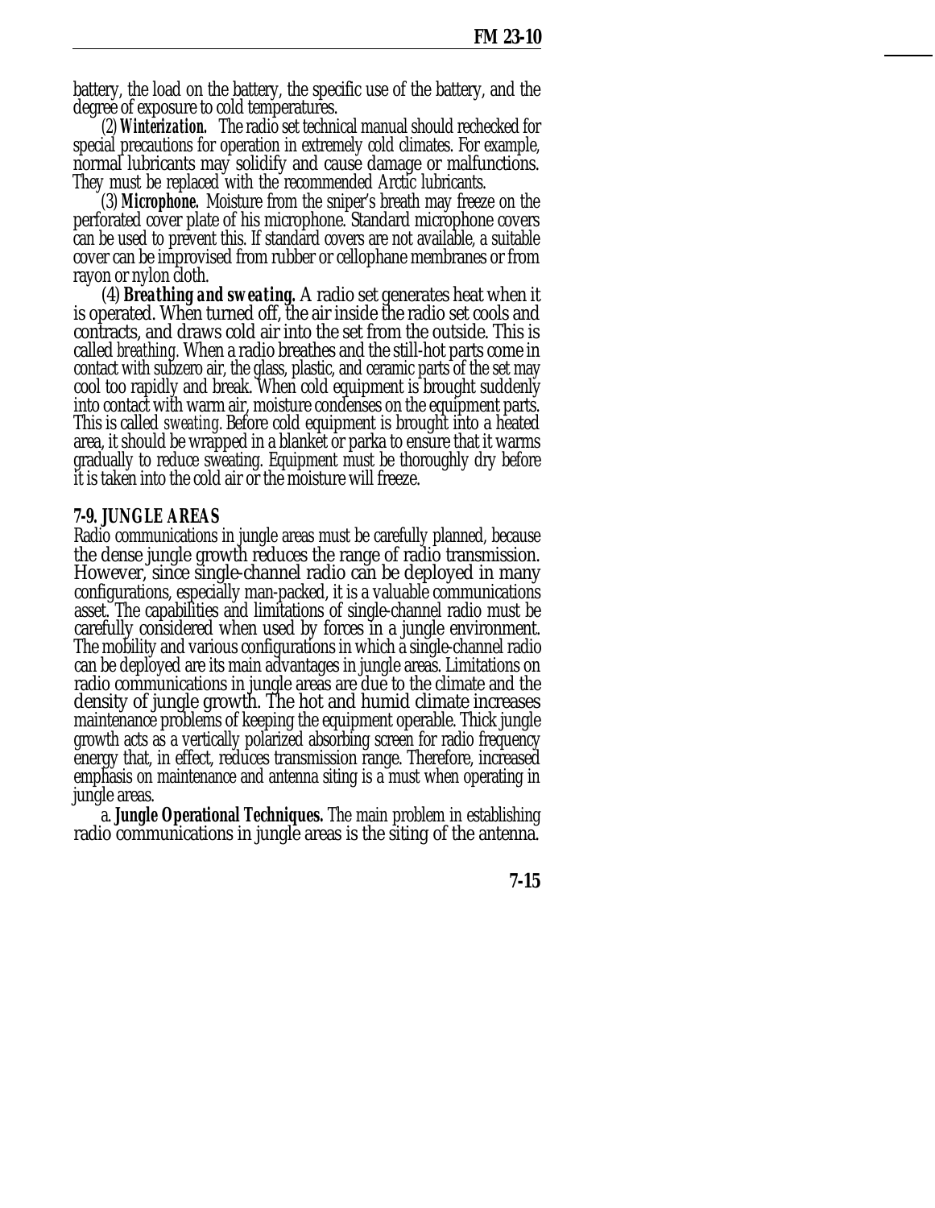battery, the load on the battery, the specific use of the battery, and the degree of exposure to cold temperatures.

(2) ***Winterization.*** The radio set technical manual should rechecked for special precautions for operation in extremely cold climates. For example, normal lubricants may solidify and cause damage or malfunctions. They must be replaced with the recommended Arctic lubricants.

(3) ***Microphone.*** Moisture from the sniper's breath may freeze on the perforated cover plate of his microphone. Standard microphone covers can be used to prevent this. If standard covers are not available, a suitable cover can be improvised from rubber or cellophane membranes or from rayon or nylon cloth.

(4) ***Breathing and sweating.*** A radio set generates heat when it is operated. When turned off, the air inside the radio set cools and contracts, and draws cold air into the set from the outside. This is called *breathing.* When a radio breathes and the still-hot parts come in contact with subzero air, the glass, plastic, and ceramic parts of the set may cool too rapidly and break. When cold equipment is brought suddenly into contact with warm air, moisture condenses on the equipment parts. This is called *sweating.* Before cold equipment is brought into a heated area, it should be wrapped in a blanket or parka to ensure that it warms gradually to reduce sweating. Equipment must be thoroughly dry before it is taken into the cold air or the moisture will freeze.

## 7-9. JUNGLE AREAS

Radio communications in jungle areas must be carefully planned, because the dense jungle growth reduces the range of radio transmission. However, since single-channel radio can be deployed in many configurations, especially man-packed, it is a valuable communications asset. The capabilities and limitations of single-channel radio must be carefully considered when used by forces in a jungle environment. The mobility and various configurations in which a single-channel radio can be deployed are its main advantages in jungle areas. Limitations on radio communications in jungle areas are due to the climate and the density of jungle growth. The hot and humid climate increases maintenance problems of keeping the equipment operable. Thick jungle growth acts as a vertically polarized absorbing screen for radio frequency energy that, in effect, reduces transmission range. Therefore, increased emphasis on maintenance and antenna siting is a must when operating in jungle areas.

a. **Jungle Operational Techniques.** The main problem in establishing radio communications in jungle areas is the siting of the antenna.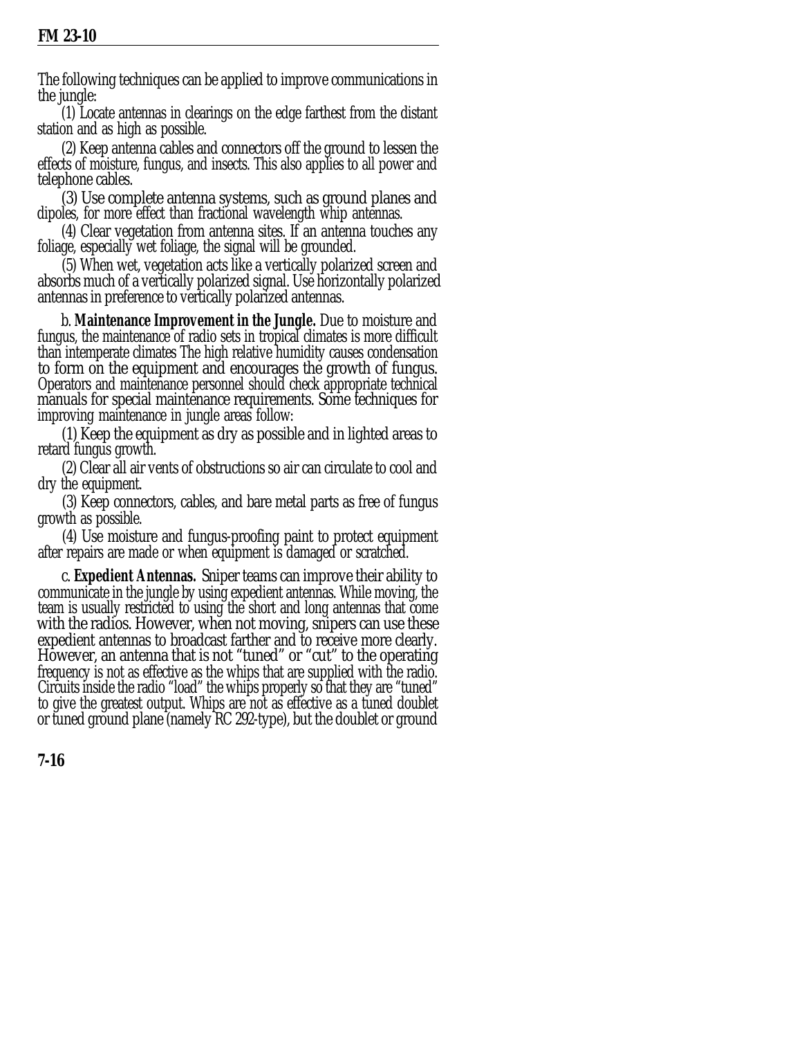The following techniques can be applied to improve communications in the jungle:

(1) Locate antennas in clearings on the edge farthest from the distant station and as high as possible.

(2) Keep antenna cables and connectors off the ground to lessen the effects of moisture, fungus, and insects. This also applies to all power and telephone cables.

(3) Use complete antenna systems, such as ground planes and dipoles, for more effect than fractional wavelength whip antennas.

(4) Clear vegetation from antenna sites. If an antenna touches any foliage, especially wet foliage, the signal will be grounded.

(5) When wet, vegetation acts like a vertically polarized screen and absorbs much of a vertically polarized signal. Use horizontally polarized antennas in preference to vertically polarized antennas.

b. **Maintenance Improvement in the Jungle.** Due to moisture and fungus, the maintenance of radio sets in tropical climates is more difficult than intemperate climates The high relative humidity causes condensation to form on the equipment and encourages the growth of fungus. Operators and maintenance personnel should check appropriate technical manuals for special maintenance requirements. Some techniques for improving maintenance in jungle areas follow:

(1) Keep the equipment as dry as possible and in lighted areas to retard fungus growth.

(2) Clear all air vents of obstructions so air can circulate to cool and dry the equipment.

(3) Keep connectors, cables, and bare metal parts as free of fungus growth as possible.

(4) Use moisture and fungus-proofing paint to protect equipment after repairs are made or when equipment is damaged or scratched.

c. **Expedient Antennas.** Sniper teams can improve their ability to communicate in the jungle by using expedient antennas. While moving, the team is usually restricted to using the short and long antennas that come with the radios. However, when not moving, snipers can use these expedient antennas to broadcast farther and to receive more clearly. However, an antenna that is not "tuned" or "cut" to the operating frequency is not as effective as the whips that are supplied with the radio. Circuits inside the radio "load" the whips properly so that they are "tuned" to give the greatest output. Whips are not as effective as a tuned doublet or tuned ground plane (namely RC 292-type), but the doublet or ground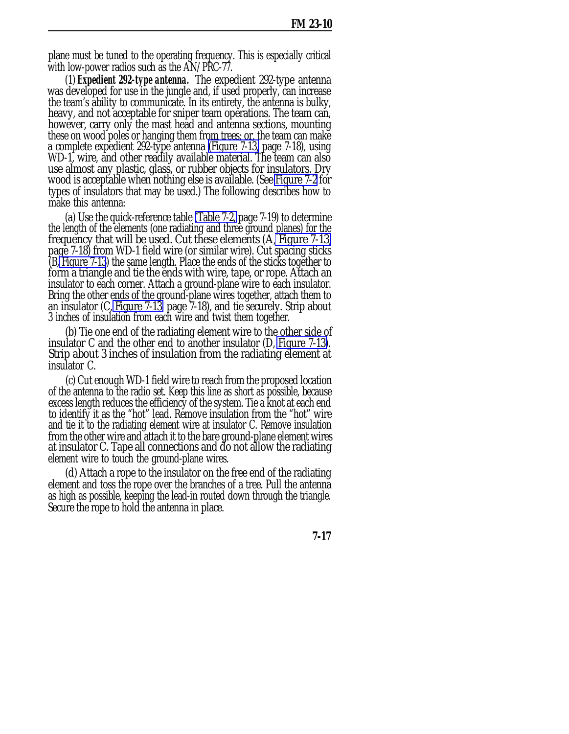plane must be tuned to the operating frequency. This is especially critical with low-power radios such as the AN/PRC-77.

(1) ***Expedient 292-type antenna.*** The expedient 292-type antenna was developed for use in the jungle and, if used properly, can increase the team's ability to communicate. In its entirety, the antenna is bulky, heavy, and not acceptable for sniper team operations. The team can, however, carry only the mast head and antenna sections, mounting these on wood poles or hanging them from trees; or, the team can make a complete expedient 292-type antenna (Figure 7-13, page 7-18), using WD-1, wire, and other readily available material. The team can also use almost any plastic, glass, or rubber objects for insulators. Dry wood is acceptable when nothing else is available. (See Figure 7-2 for types of insulators that may be used.) The following describes how to make this antenna:

(a) Use the quick-reference table (Table 7-2, page 7-19) to determine the length of the elements (one radiating and three ground planes) for the frequency that will be used. Cut these elements (A, Figure 7-13, page 7-18) from WD-1 field wire (or similar wire). Cut spacing sticks (B, Figure 7-13) the same length. Place the ends of the sticks together to form a triangle and tie the ends with wire, tape, or rope. Attach an insulator to each corner. Attach a ground-plane wire to each insulator. Bring the other ends of the ground-plane wires together, attach them to an insulator (C, Figure 7-13, page 7-18), and tie securely. Strip about 3 inches of insulation from each wire and twist them together.

(b) Tie one end of the radiating element wire to the other side of insulator C and the other end to another insulator (D, Figure 7-13). Strip about 3 inches of insulation from the radiating element at insulator C.

(c) Cut enough WD-1 field wire to reach from the proposed location of the antenna to the radio set. Keep this line as short as possible, because excess length reduces the efficiency of the system. Tie a knot at each end to identify it as the "hot" lead. Remove insulation from the "hot" wire and tie it to the radiating element wire at insulator C. Remove insulation from the other wire and attach it to the bare ground-plane element wires at insulator C. Tape all connections and do not allow the radiating element wire to touch the ground-plane wires.

(d) Attach a rope to the insulator on the free end of the radiating element and toss the rope over the branches of a tree. Pull the antenna as high as possible, keeping the lead-in routed down through the triangle. Secure the rope to hold the antenna in place.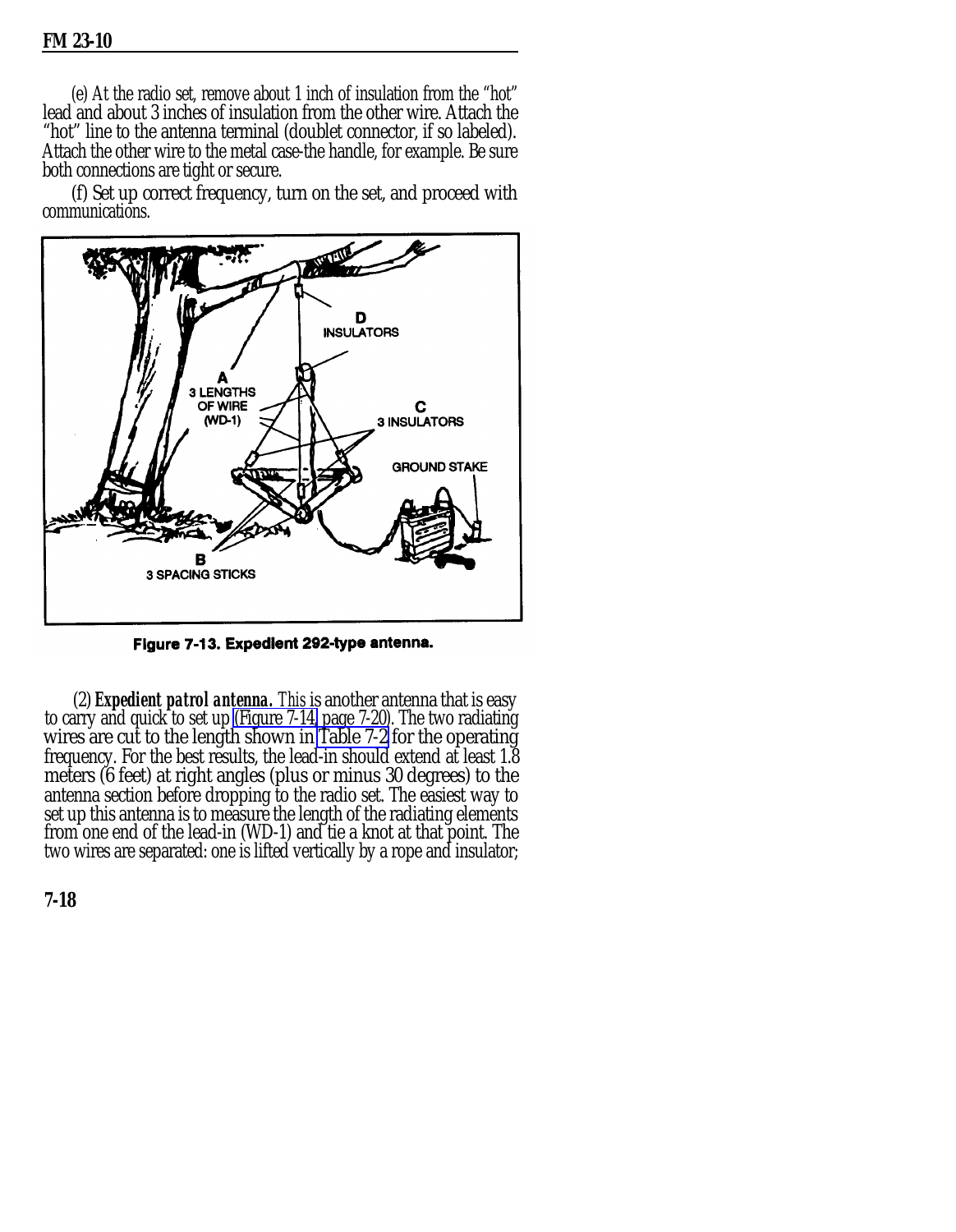(e) At the radio set, remove about 1 inch of insulation from the "hot" lead and about 3 inches of insulation from the other wire. Attach the "hot" line to the antenna terminal (doublet connector, if so labeled). Attach the other wire to the metal case-the handle, for example. Be sure both connections are tight or secure.

(f) Set up correct frequency, turn on the set, and proceed with communications.

**Figure 7-13. Expedient 292-type antenna.**

(2) ***Expedient patrol antenna.*** This is another antenna that is easy to carry and quick to set up (Figure 7-14, page 7-20). The two radiating wires are cut to the length shown in Table 7-2 for the operating frequency. For the best results, the lead-in should extend at least 1.8 meters (6 feet) at right angles (plus or minus 30 degrees) to the antenna section before dropping to the radio set. The easiest way to set up this antenna is to measure the length of the radiating elements from one end of the lead-in (WD-1) and tie a knot at that point. The two wires are separated: one is lifted vertically by a rope and insulator;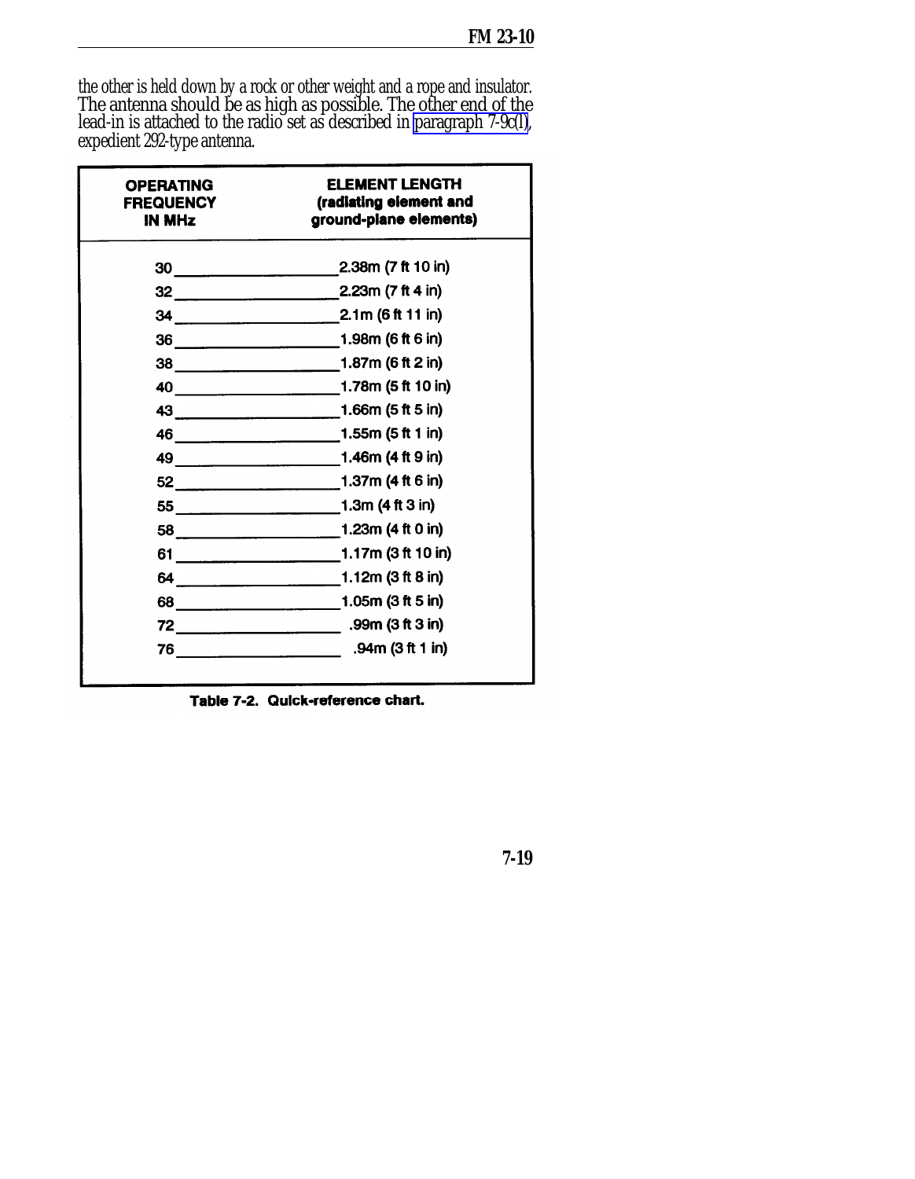the other is held down by a rock or other weight and a rope and insulator. The antenna should be as high as possible. The other end of the lead-in is attached to the radio set as described in paragraph 7-9c(l), expedient 292-type antenna.

| OPERATING FREQUENCY IN MHz | ELEMENT LENGTH (radiating element and ground-plane elements) |
|---|---|
| 30 | 2.38m (7 ft 10 in) |
| 32 | 2.23m (7 ft 4 in) |
| 34 | 2.1m (6 ft 11 in) |
| 36 | 1.98m (6 ft 6 in) |
| 38 | 1.87m (6 ft 2 in) |
| 40 | 1.78m (5 ft 10 in) |
| 43 | 1.66m (5 ft 5 in) |
| 46 | 1.55m (5 ft 1 in) |
| 49 | 1.46m (4 ft 9 in) |
| 52 | 1.37m (4 ft 6 in) |
| 55 | 1.3m (4 ft 3 in) |
| 58 | 1.23m (4 ft 0 in) |
| 61 | 1.17m (3 ft 10 in) |
| 64 | 1.12m (3 ft 8 in) |
| 68 | 1.05m (3 ft 5 in) |
| 72 | .99m (3 ft 3 in) |
| 76 | .94m (3 ft 1 in) |

**Table 7-2. Quick-reference chart.**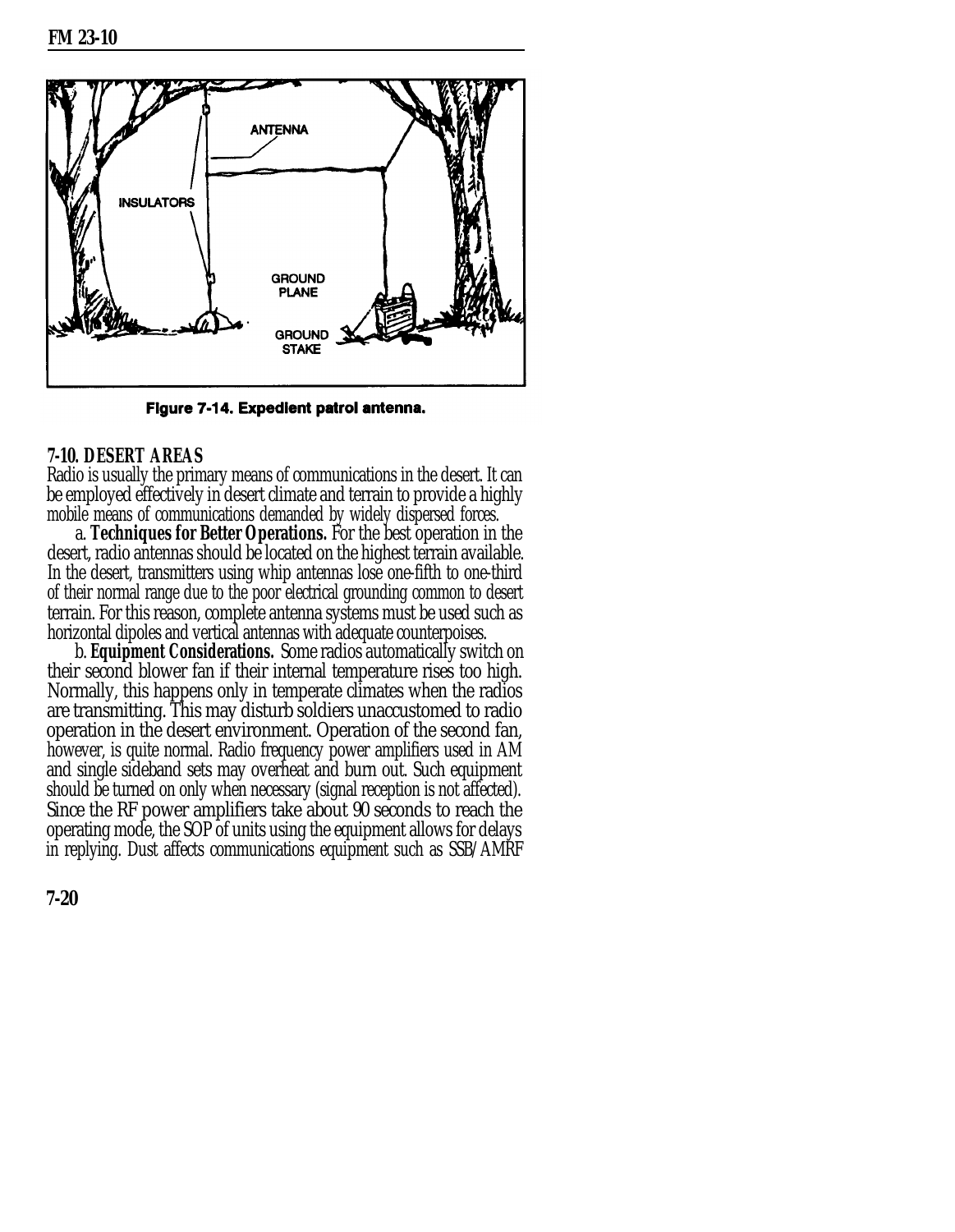Figure 7-14. Expedient patrol antenna.

### 7-10. DESERT AREAS

Radio is usually the primary means of communications in the desert. It can be employed effectively in desert climate and terrain to provide a highly mobile means of communications demanded by widely dispersed forces.

a. **Techniques for Better Operations.** For the best operation in the desert, radio antennas should be located on the highest terrain available. In the desert, transmitters using whip antennas lose one-fifth to one-third of their normal range due to the poor electrical grounding common to desert terrain. For this reason, complete antenna systems must be used such as horizontal dipoles and vertical antennas with adequate counterpoises.

b. **Equipment Considerations.** Some radios automatically switch on their second blower fan if their internal temperature rises too high. Normally, this happens only in temperate climates when the radios are transmitting. This may disturb soldiers unaccustomed to radio operation in the desert environment. Operation of the second fan, however, is quite normal. Radio frequency power amplifiers used in AM and single sideband sets may overheat and burn out. Such equipment should be turned on only when necessary (signal reception is not affected). Since the RF power amplifiers take about 90 seconds to reach the operating mode, the SOP of units using the equipment allows for delays in replying. Dust affects communications equipment such as SSB/AMRF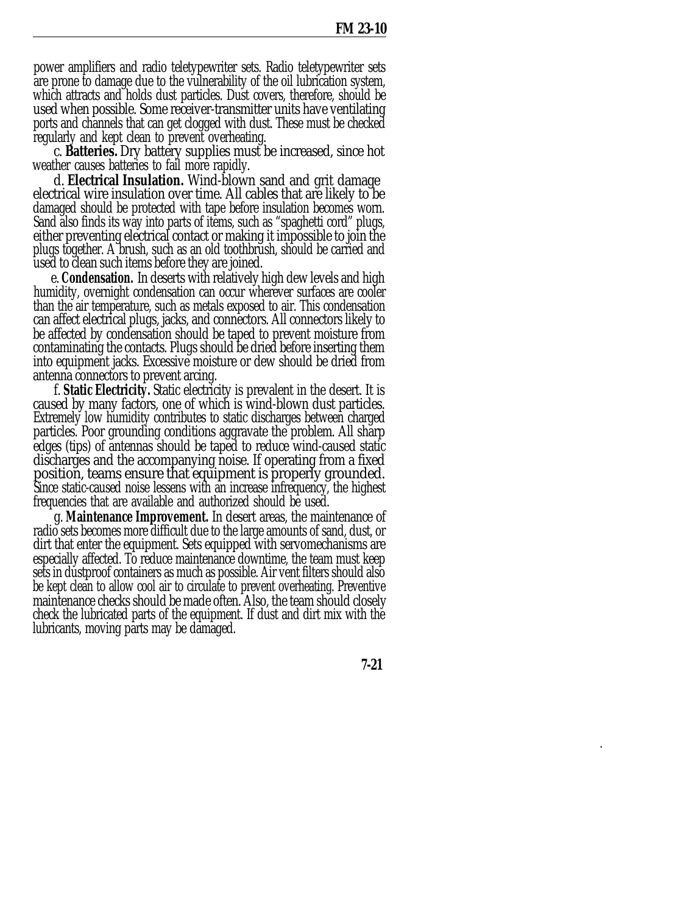power amplifiers and radio teletypewriter sets. Radio teletypewriter sets are prone to damage due to the vulnerability of the oil lubrication system, which attracts and holds dust particles. Dust covers, therefore, should be used when possible. Some receiver-transmitter units have ventilating ports and channels that can get clogged with dust. These must be checked regularly and kept clean to prevent overheating.

c. **Batteries.** Dry battery supplies must be increased, since hot weather causes batteries to fail more rapidly.

d. **Electrical Insulation.** Wind-blown sand and grit damage electrical wire insulation over time. All cables that are likely to be damaged should be protected with tape before insulation becomes worn. Sand also finds its way into parts of items, such as "spaghetti cord" plugs, either preventing electrical contact or making it impossible to join the plugs together. A brush, such as an old toothbrush, should be carried and used to clean such items before they are joined.

e. **Condensation.** In deserts with relatively high dew levels and high humidity, overnight condensation can occur wherever surfaces are cooler than the air temperature, such as metals exposed to air. This condensation can affect electrical plugs, jacks, and connectors. All connectors likely to be affected by condensation should be taped to prevent moisture from contaminating the contacts. Plugs should be dried before inserting them into equipment jacks. Excessive moisture or dew should be dried from antenna connectors to prevent arcing.

f. **Static Electricity.** Static electricity is prevalent in the desert. It is caused by many factors, one of which is wind-blown dust particles. Extremely low humidity contributes to static discharges between charged particles. Poor grounding conditions aggravate the problem. All sharp edges (tips) of antennas should be taped to reduce wind-caused static discharges and the accompanying noise. If operating from a fixed position, teams ensure that equipment is properly grounded. Since static-caused noise lessens with an increase infrequency, the highest frequencies that are available and authorized should be used.

g. **Maintenance Improvement.** In desert areas, the maintenance of radio sets becomes more difficult due to the large amounts of sand, dust, or dirt that enter the equipment. Sets equipped with servomechanisms are especially affected. To reduce maintenance downtime, the team must keep sets in dustproof containers as much as possible. Air vent filters should also be kept clean to allow cool air to circulate to prevent overheating. Preventive maintenance checks should be made often. Also, the team should closely check the lubricated parts of the equipment. If dust and dirt mix with the lubricants, moving parts may be damaged.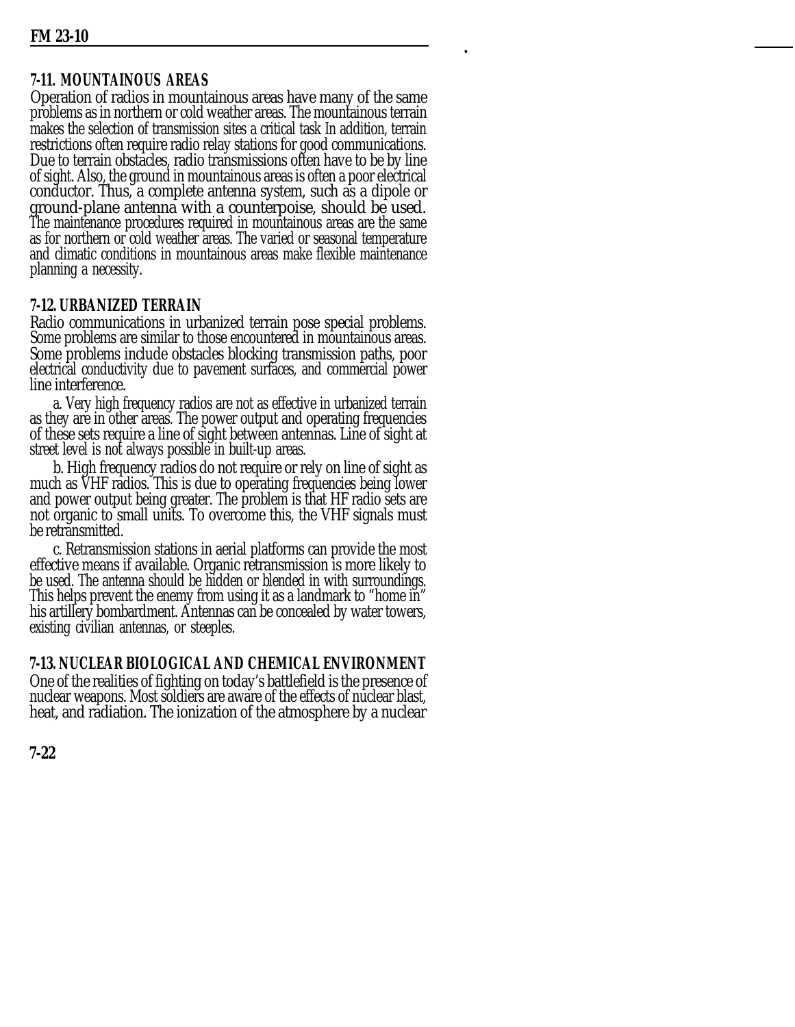### 7-11. MOUNTAINOUS AREAS

Operation of radios in mountainous areas have many of the same problems as in northern or cold weather areas. The mountainous terrain makes the selection of transmission sites a critical task In addition, terrain restrictions often require radio relay stations for good communications. Due to terrain obstacles, radio transmissions often have to be by line of sight. Also, the ground in mountainous areas is often a poor electrical conductor. Thus, a complete antenna system, such as a dipole or ground-plane antenna with a counterpoise, should be used. The maintenance procedures required in mountainous areas are the same as for northern or cold weather areas. The varied or seasonal temperature and climatic conditions in mountainous areas make flexible maintenance planning a necessity.

### 7-12. URBANIZED TERRAIN

Radio communications in urbanized terrain pose special problems. Some problems are similar to those encountered in mountainous areas. Some problems include obstacles blocking transmission paths, poor electrical conductivity due to pavement surfaces, and commercial power line interference.

a. Very high frequency radios are not as effective in urbanized terrain as they are in other areas. The power output and operating frequencies of these sets require a line of sight between antennas. Line of sight at street level is not always possible in built-up areas.

b. High frequency radios do not require or rely on line of sight as much as VHF radios. This is due to operating frequencies being lower and power output being greater. The problem is that HF radio sets are not organic to small units. To overcome this, the VHF signals must be retransmitted.

c. Retransmission stations in aerial platforms can provide the most effective means if available. Organic retransmission is more likely to be used. The antenna should be hidden or blended in with surroundings. This helps prevent the enemy from using it as a landmark to "home in" his artillery bombardment. Antennas can be concealed by water towers, existing civilian antennas, or steeples.

### 7-13. NUCLEAR BIOLOGICAL AND CHEMICAL ENVIRONMENT

One of the realities of fighting on today's battlefield is the presence of nuclear weapons. Most soldiers are aware of the effects of nuclear blast, heat, and radiation. The ionization of the atmosphere by a nuclear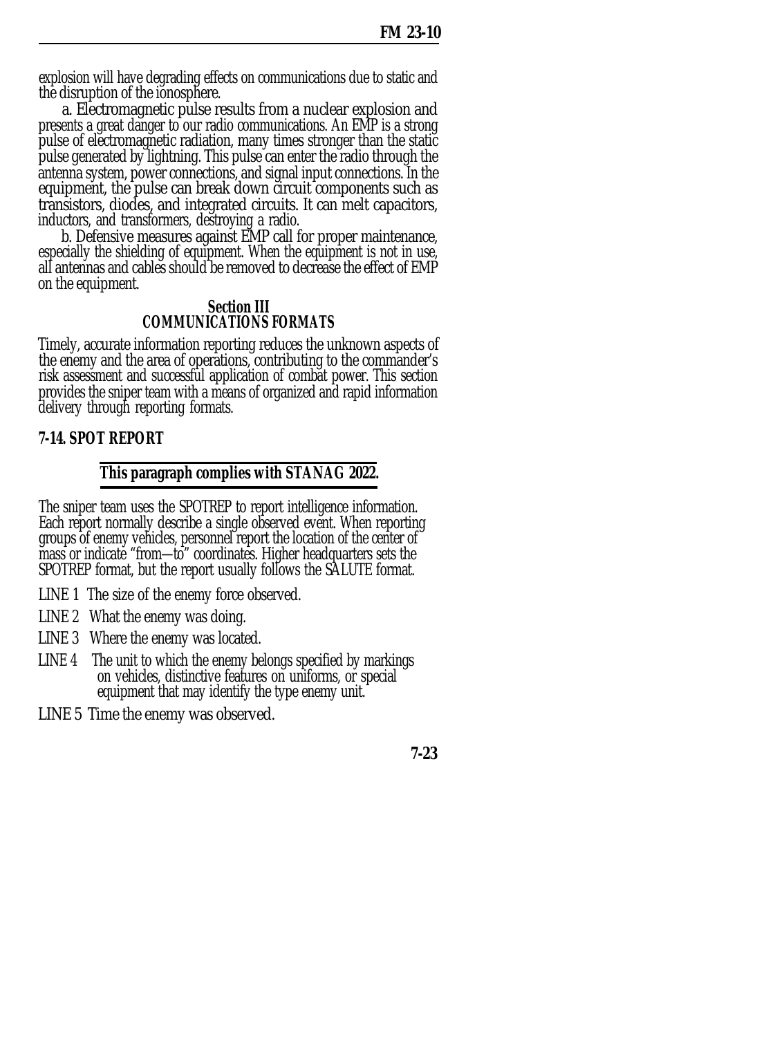explosion will have degrading effects on communications due to static and the disruption of the ionosphere.

a. Electromagnetic pulse results from a nuclear explosion and presents a great danger to our radio communications. An EMP is a strong pulse of electromagnetic radiation, many times stronger than the static pulse generated by lightning. This pulse can enter the radio through the antenna system, power connections, and signal input connections. In the equipment, the pulse can break down circuit components such as transistors, diodes, and integrated circuits. It can melt capacitors, inductors, and transformers, destroying a radio.

b. Defensive measures against EMP call for proper maintenance, especially the shielding of equipment. When the equipment is not in use, all antennas and cables should be removed to decrease the effect of EMP on the equipment.

## Section III
## *COMMUNICATIONS FORMATS*

Timely, accurate information reporting reduces the unknown aspects of the enemy and the area of operations, contributing to the commander's risk assessment and successful application of combat power. This section provides the sniper team with a means of organized and rapid information delivery through reporting formats.

### 7-14. SPOT REPORT

***This paragraph complies with STANAG 2022.***

The sniper team uses the SPOTREP to report intelligence information. Each report normally describe a single observed event. When reporting groups of enemy vehicles, personnel report the location of the center of mass or indicate "from—to" coordinates. Higher headquarters sets the SPOTREP format, but the report usually follows the SALUTE format.

LINE 1 The size of the enemy force observed.

LINE 2 What the enemy was doing.

LINE 3 Where the enemy was located.

LINE 4 The unit to which the enemy belongs specified by markings on vehicles, distinctive features on uniforms, or special equipment that may identify the type enemy unit.

LINE 5 Time the enemy was observed.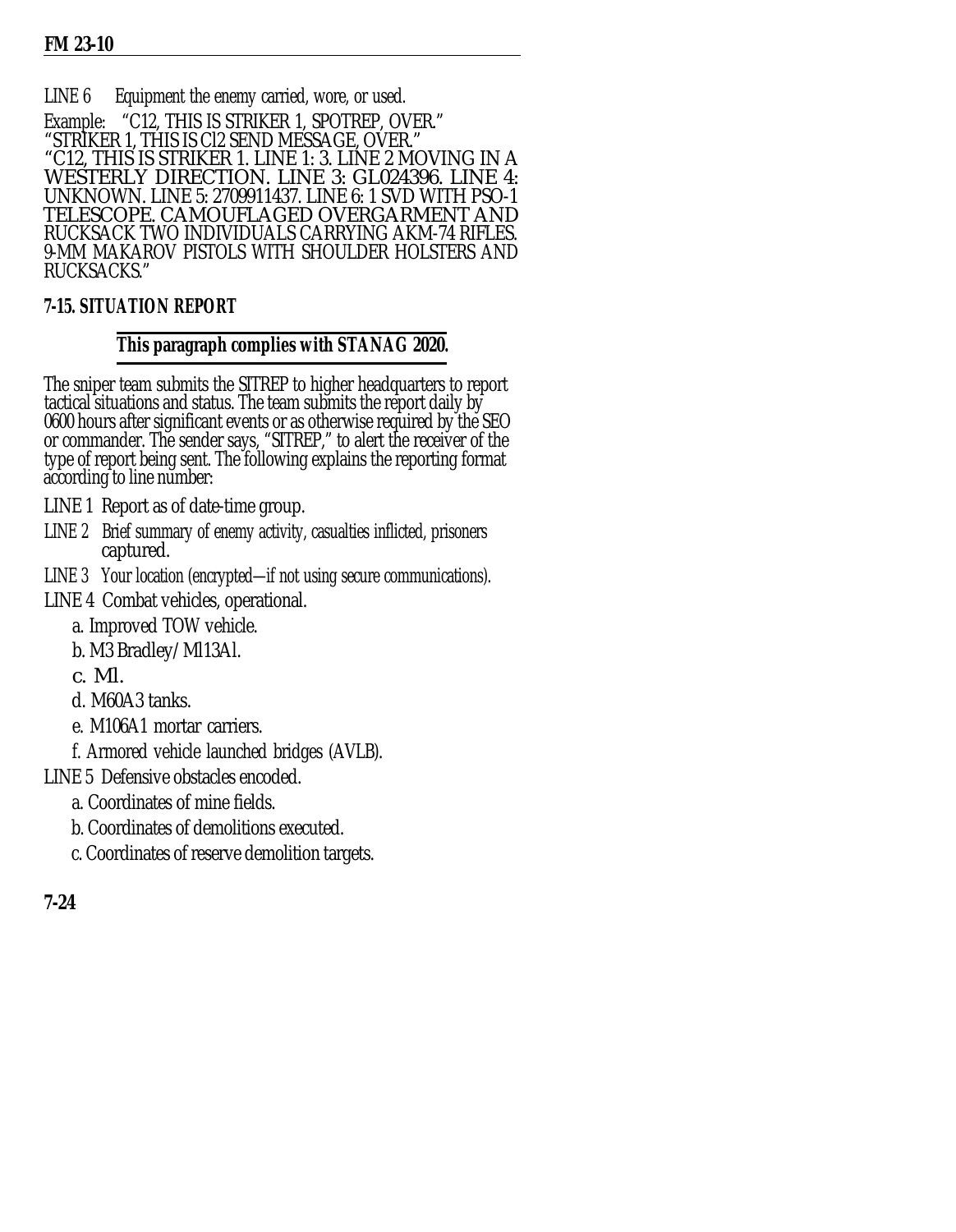LINE 6 Equipment the enemy carried, wore, or used.

Example: "C12, THIS IS STRIKER 1, SPOTREP, OVER."
"STRIKER 1, THIS IS Cl2 SEND MESSAGE, OVER."
"C12, THIS IS STRIKER 1. LINE 1: 3. LINE 2 MOVING IN A WESTERLY DIRECTION. LINE 3: GL024396. LINE 4: UNKNOWN. LINE 5: 2709911437. LINE 6: 1 SVD WITH PSO-1 TELESCOPE. CAMOUFLAGED OVERGARMENT AND RUCKSACK TWO INDIVIDUALS CARRYING AKM-74 RIFLES. 9-MM MAKAROV PISTOLS WITH SHOULDER HOLSTERS AND RUCKSACKS."

### 7-15. SITUATION REPORT

**This paragraph complies with STANAG 2020.**

The sniper team submits the SITREP to higher headquarters to report tactical situations and status. The team submits the report daily by 0600 hours after significant events or as otherwise required by the SEO or commander. The sender says, "SITREP," to alert the receiver of the type of report being sent. The following explains the reporting format according to line number:

LINE 1 Report as of date-time group.

LINE 2 Brief summary of enemy activity, casualties inflicted, prisoners captured.

LINE 3 Your location (encrypted—if not using secure communications).

LINE 4 Combat vehicles, operational.

- a. Improved TOW vehicle.
- b. M3 Bradley/Ml13Al.
- c. Ml.
- d. M60A3 tanks.
- e. M106A1 mortar carriers.
- f. Armored vehicle launched bridges (AVLB).

LINE 5 Defensive obstacles encoded.

- a. Coordinates of mine fields.
- b. Coordinates of demolitions executed.
- c. Coordinates of reserve demolition targets.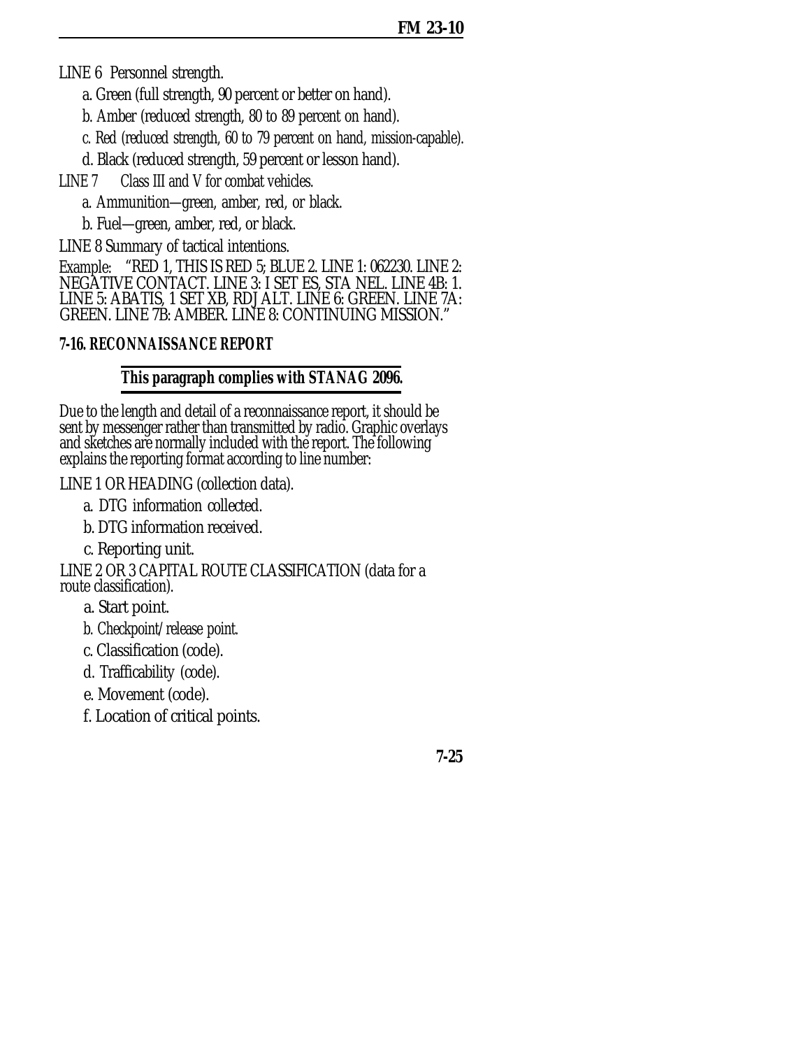LINE 6 Personnel strength.

a. Green (full strength, 90 percent or better on hand).

b. Amber (reduced strength, 80 to 89 percent on hand).

c. Red (reduced strength, 60 to 79 percent on hand, mission-capable).

d. Black (reduced strength, 59 percent or lesson hand).

LINE 7 Class III and V for combat vehicles.

a. Ammunition—green, amber, red, or black.

b. Fuel—green, amber, red, or black.

LINE 8 Summary of tactical intentions.

Example: "RED 1, THIS IS RED 5; BLUE 2. LINE 1: 062230. LINE 2: NEGATIVE CONTACT. LINE 3: I SET ES, STA NEL. LINE 4B: 1. LINE 5: ABATIS, 1 SET XB, RDJ ALT. LINE 6: GREEN. LINE 7A: GREEN. LINE 7B: AMBER. LINE 8: CONTINUING MISSION."

### 7-16. RECONNAISSANCE REPORT

**This paragraph complies with STANAG 2096.**

Due to the length and detail of a reconnaissance report, it should be sent by messenger rather than transmitted by radio. Graphic overlays and sketches are normally included with the report. The following explains the reporting format according to line number:

LINE 1 OR HEADING (collection data).

a. DTG information collected.

b. DTG information received.

c. Reporting unit.

LINE 2 OR 3 CAPITAL ROUTE CLASSIFICATION (data for a route classification).

a. Start point.

b. Checkpoint/release point.

c. Classification (code).

d. Trafficability (code).

e. Movement (code).

f. Location of critical points.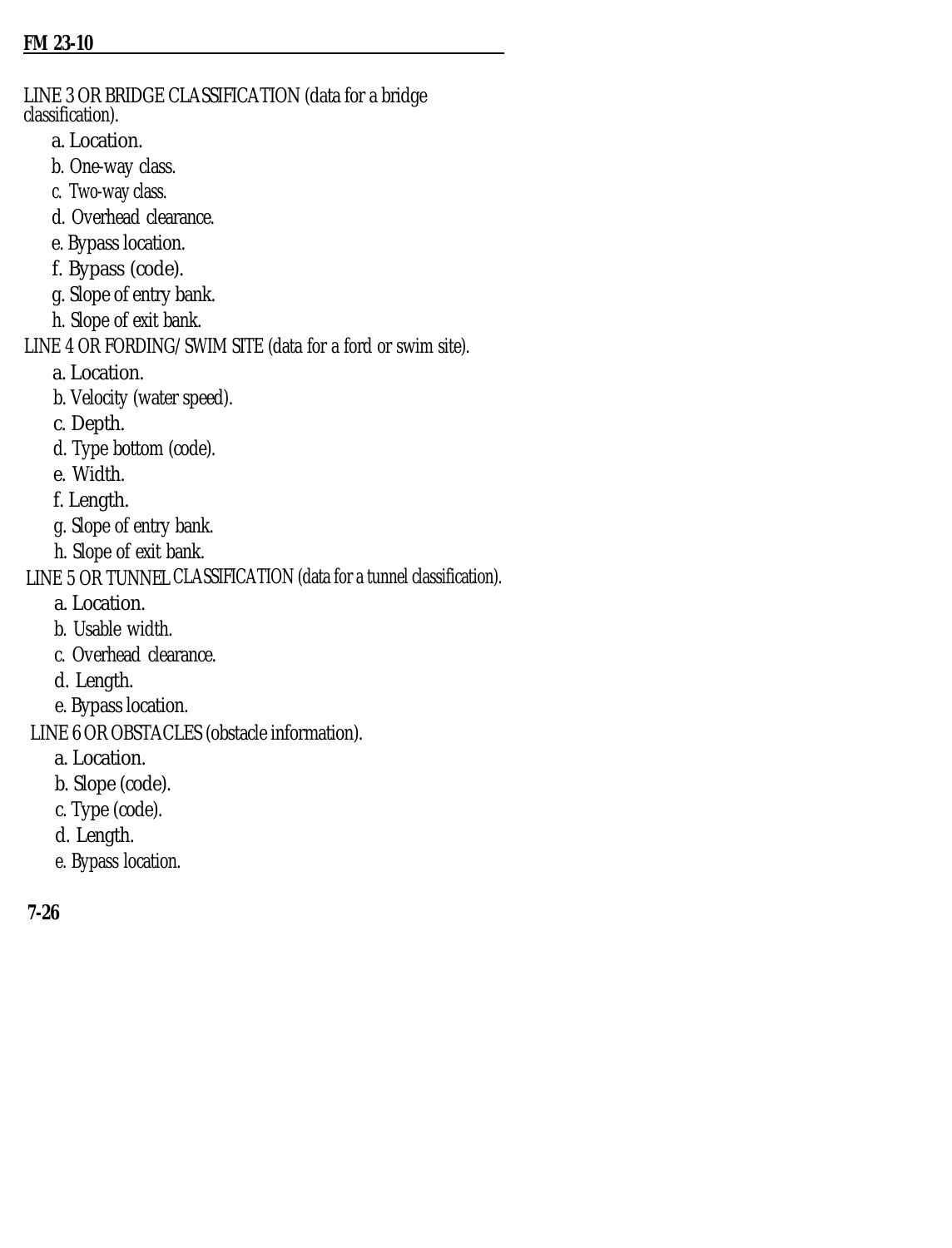LINE 3 OR BRIDGE CLASSIFICATION (data for a bridge classification).

- a. Location.
- b. One-way class.
- c. Two-way class.
- d. Overhead clearance.
- e. Bypass location.
- f. Bypass (code).
- g. Slope of entry bank.
- h. Slope of exit bank.

LINE 4 OR FORDING/SWIM SITE (data for a ford or swim site).

- a. Location.
- b. Velocity (water speed).
- c. Depth.
- d. Type bottom (code).
- e. Width.
- f. Length.
- g. Slope of entry bank.
- h. Slope of exit bank.

LINE 5 OR TUNNEL CLASSIFICATION (data for a tunnel classification).

- a. Location.
- b. Usable width.
- c. Overhead clearance.
- d. Length.
- e. Bypass location.

LINE 6 OR OBSTACLES (obstacle information).

- a. Location.
- b. Slope (code).
- c. Type (code).
- d. Length.
- e. Bypass location.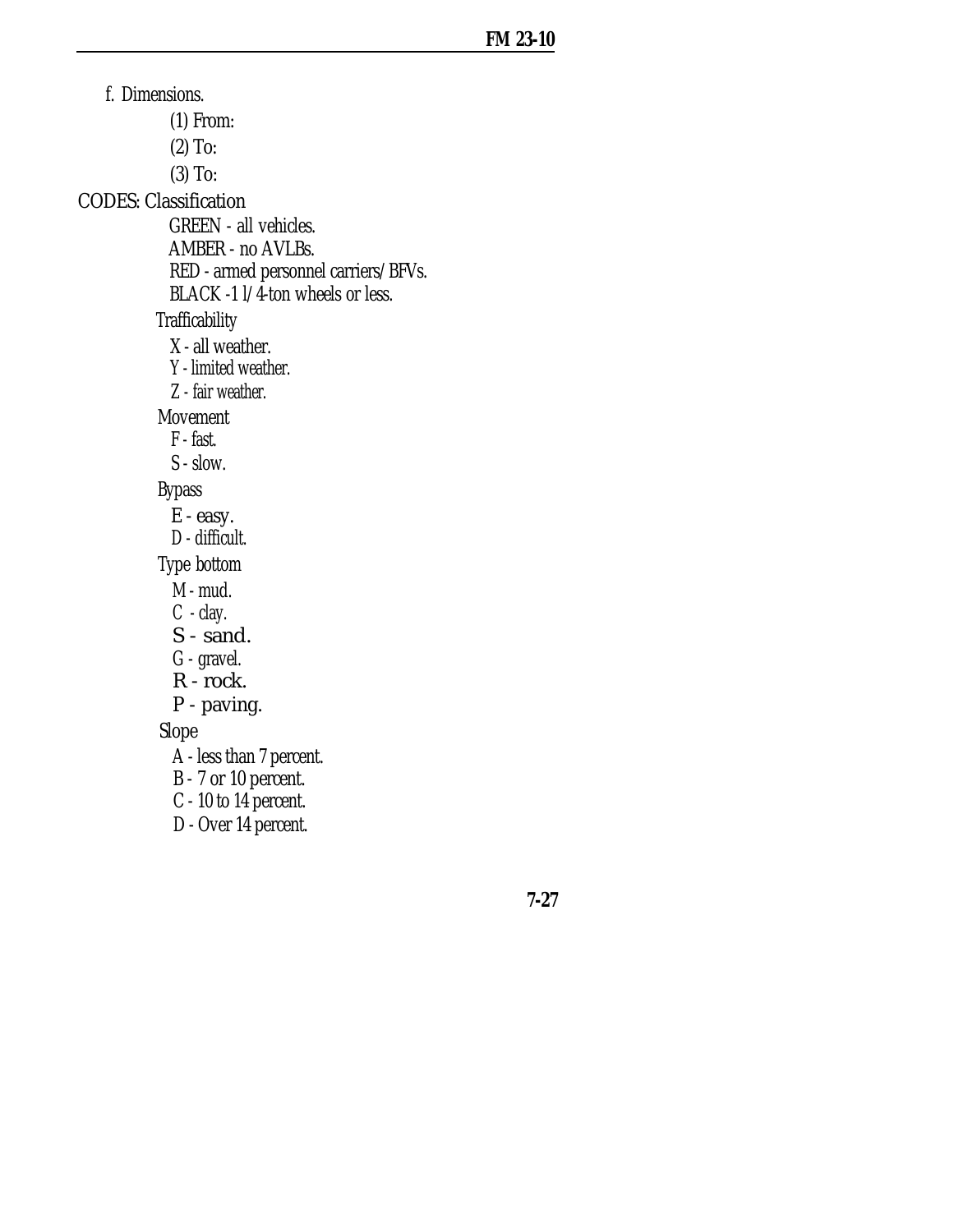f. Dimensions.

(1) From:

(2) To:

(3) To:

CODES: Classification

GREEN - all vehicles.
AMBER - no AVLBs.
RED - armed personnel carriers/BFVs.
BLACK -1 l/4-ton wheels or less.

Trafficability

X - all weather.
Y - limited weather.
Z - fair weather.

Movement

F - fast.
S - slow.

Bypass

E - easy.
D - difficult.

Type bottom

M - mud.
C - clay.
S - sand.
G - gravel.
R - rock.
P - paving.

Slope

A - less than 7 percent.
B - 7 or 10 percent.
C - 10 to 14 percent.
D - Over 14 percent.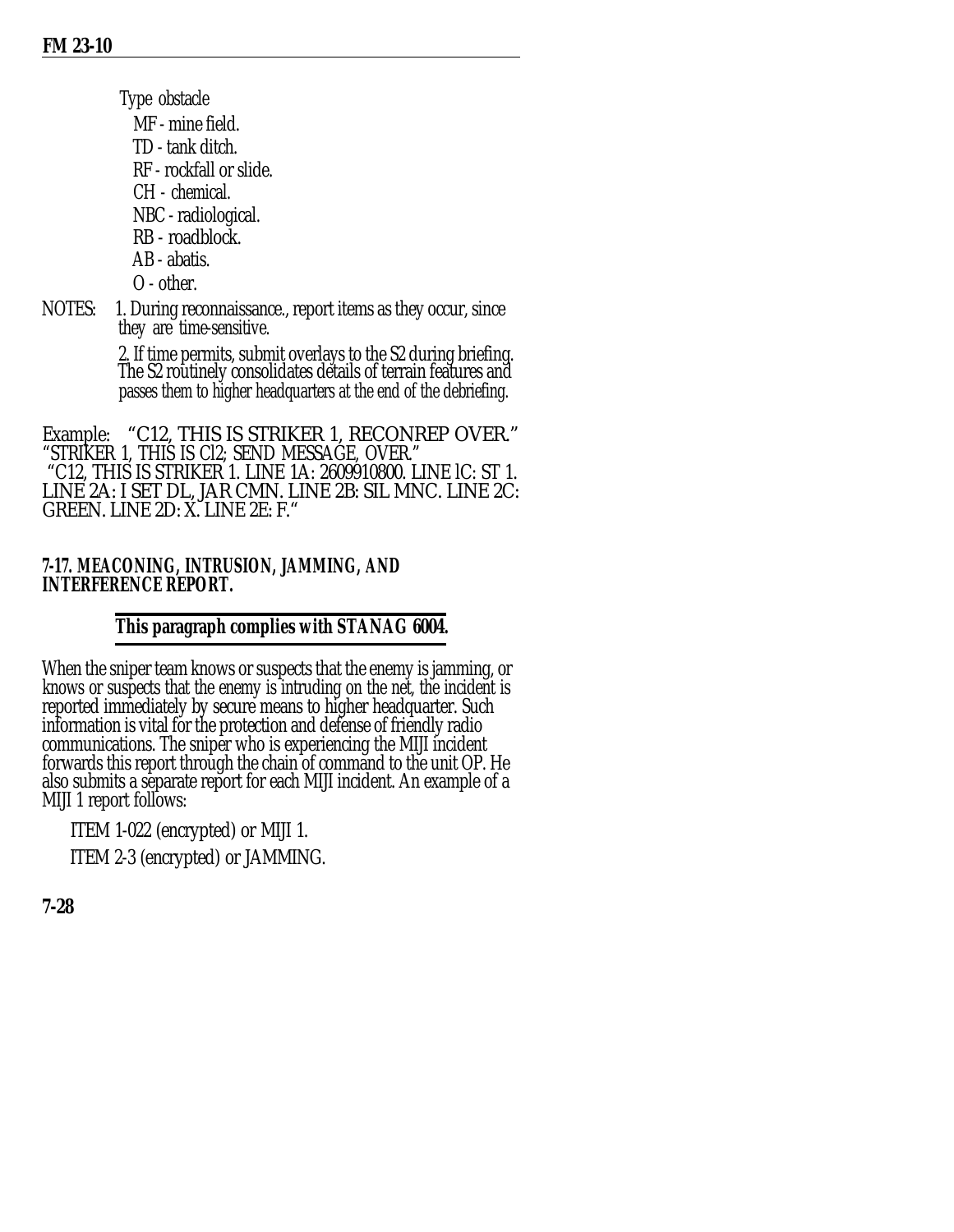Type obstacle

- MF - mine field.
- TD - tank ditch.
- RF - rockfall or slide.
- CH - chemical.
- NBC - radiological.
- RB - roadblock.
- AB - abatis.
- O - other.

NOTES: 1. During reconnaissance., report items as they occur, since they are time-sensitive.

2. If time permits, submit overlays to the S2 during briefing. The S2 routinely consolidates details of terrain features and passes them to higher headquarters at the end of the debriefing.

Example: "C12, THIS IS STRIKER 1, RECONREP OVER." "STRIKER 1, THIS IS Cl2; SEND MESSAGE, OVER." "C12, THIS IS STRIKER 1. LINE 1A: 2609910800. LINE lC: ST 1. LINE 2A: I SET DL, JAR CMN. LINE 2B: SIL MNC. LINE 2C: GREEN. LINE 2D: X. LINE 2E: F."

### 7-17. MEACONING, INTRUSION, JAMMING, AND INTERFERENCE REPORT.

**This paragraph complies with STANAG 6004.**

When the sniper team knows or suspects that the enemy is jamming, or knows or suspects that the enemy is intruding on the net, the incident is reported immediately by secure means to higher headquarter. Such information is vital for the protection and defense of friendly radio communications. The sniper who is experiencing the MIJI incident forwards this report through the chain of command to the unit OP. He also submits a separate report for each MIJI incident. An example of a MIJI 1 report follows:

ITEM 1-022 (encrypted) or MIJI 1.

ITEM 2-3 (encrypted) or JAMMING.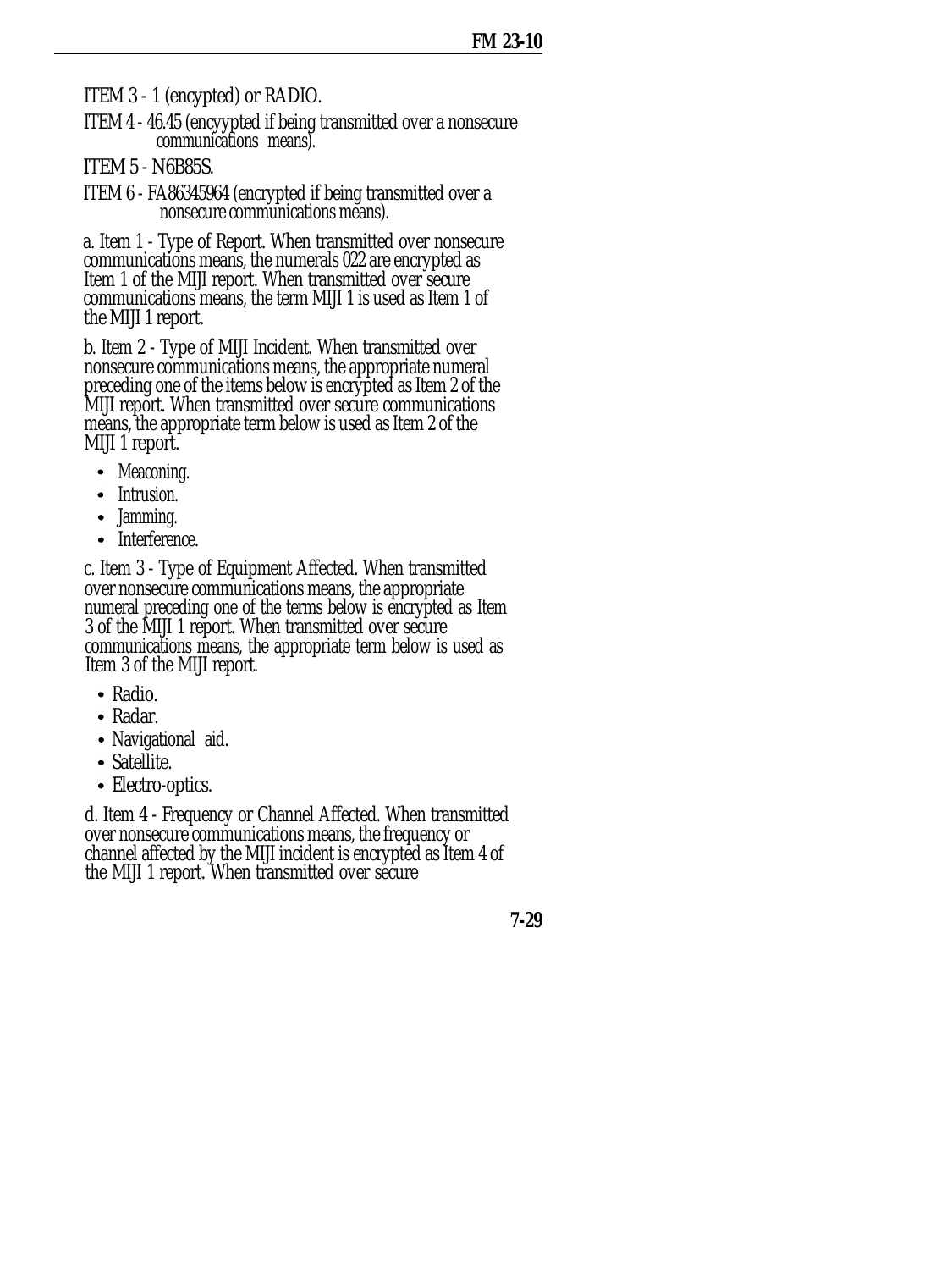ITEM 3 - 1 (encypted) or RADIO.

ITEM 4 - 46.45 (encyypted if being transmitted over a nonsecure communications means).

ITEM 5 - N6B85S.

ITEM 6 - FA86345964 (encrypted if being transmitted over a nonsecure communications means).

a. Item 1 - Type of Report. When transmitted over nonsecure communications means, the numerals 022 are encrypted as Item 1 of the MIJI report. When transmitted over secure communications means, the term MIJI 1 is used as Item 1 of the MIJI 1 report.

b. Item 2 - Type of MIJI Incident. When transmitted over nonsecure communications means, the appropriate numeral preceding one of the items below is encrypted as Item 2 of the MIJI report. When transmitted over secure communications means, the appropriate term below is used as Item 2 of the MIJI 1 report.

- Meaconing.
- Intrusion.
- Jamming.
- Interference.

c. Item 3 - Type of Equipment Affected. When transmitted over nonsecure communications means, the appropriate numeral preceding one of the terms below is encrypted as Item 3 of the MIJI 1 report. When transmitted over secure communications means, the appropriate term below is used as Item 3 of the MIJI report.

- Radio.
- Radar.
- Navigational aid.
- Satellite.
- Electro-optics.

d. Item 4 - Frequency or Channel Affected. When transmitted over nonsecure communications means, the frequency or channel affected by the MIJI incident is encrypted as Item 4 of the MIJI 1 report. When transmitted over secure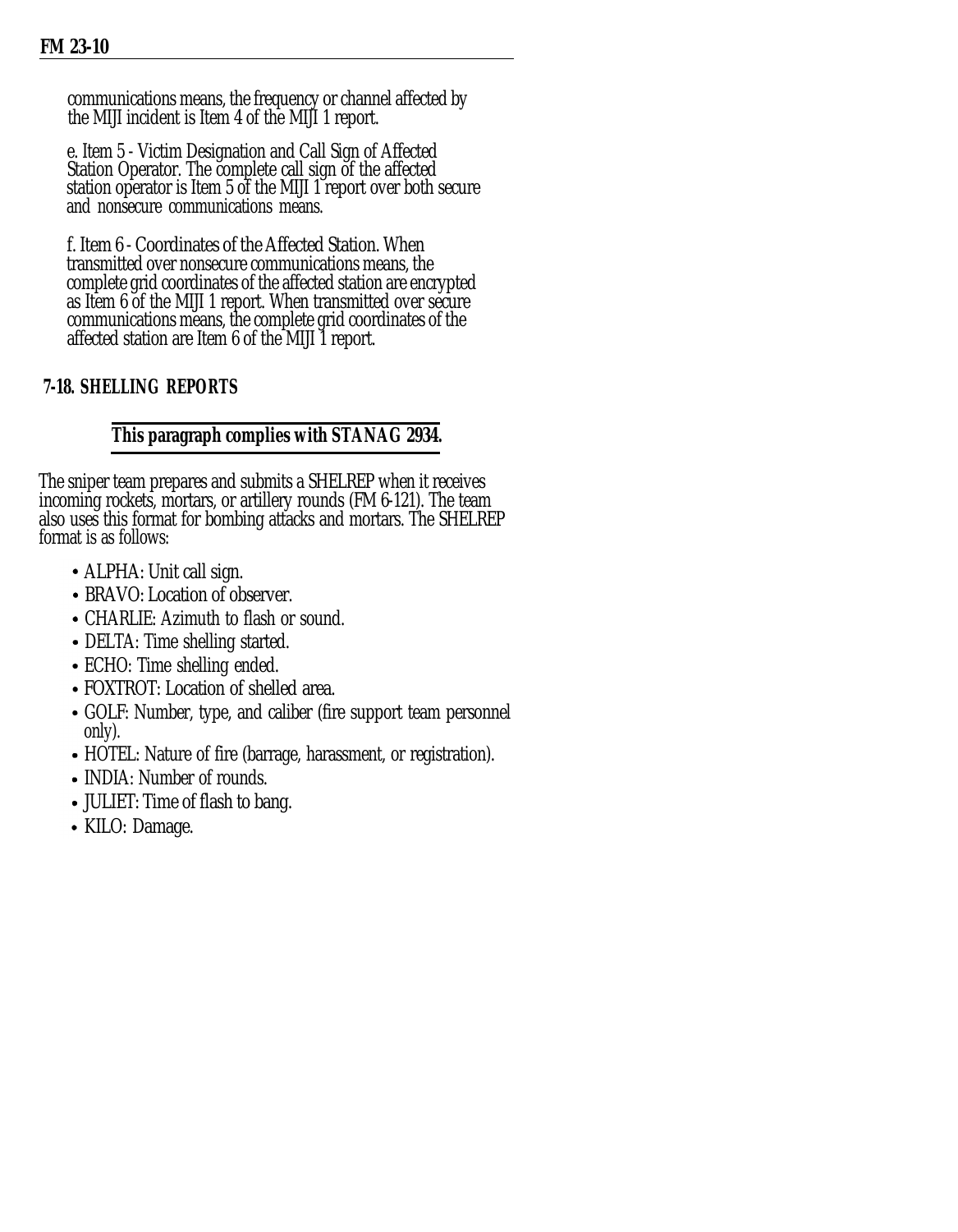communications means, the frequency or channel affected by the MIJI incident is Item 4 of the MIJI 1 report.

e. Item 5 - Victim Designation and Call Sign of Affected Station Operator. The complete call sign of the affected station operator is Item 5 of the MIJI 1 report over both secure and nonsecure communications means.

f. Item 6 - Coordinates of the Affected Station. When transmitted over nonsecure communications means, the complete grid coordinates of the affected station are encrypted as Item 6 of the MIJI 1 report. When transmitted over secure communications means, the complete grid coordinates of the affected station are Item 6 of the MIJI 1 report.

## 7-18. SHELLING REPORTS

**This paragraph complies with STANAG 2934.**

The sniper team prepares and submits a SHELREP when it receives incoming rockets, mortars, or artillery rounds (FM 6-121). The team also uses this format for bombing attacks and mortars. The SHELREP format is as follows:

- ALPHA: Unit call sign.
- BRAVO: Location of observer.
- CHARLIE: Azimuth to flash or sound.
- DELTA: Time shelling started.
- ECHO: Time shelling ended.
- FOXTROT: Location of shelled area.
- GOLF: Number, type, and caliber (fire support team personnel only).
- HOTEL: Nature of fire (barrage, harassment, or registration).
- INDIA: Number of rounds.
- JULIET: Time of flash to bang.
- KILO: Damage.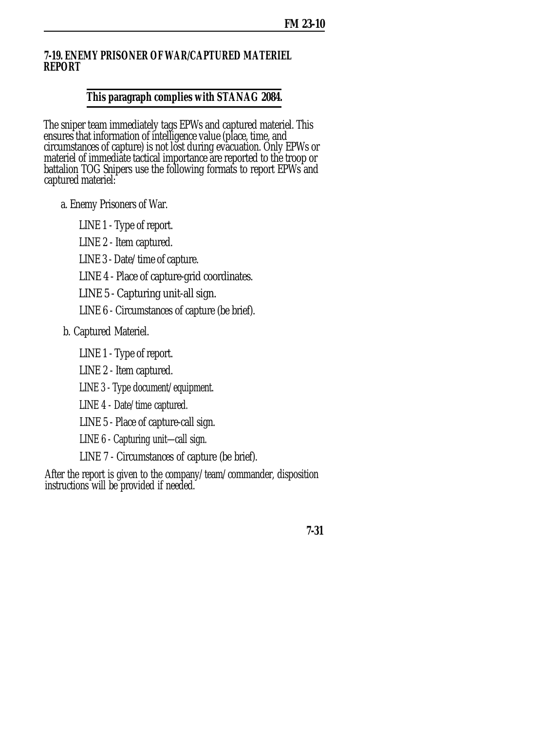## 7-19. ENEMY PRISONER OF WAR/CAPTURED MATERIEL REPORT

**This paragraph complies with STANAG 2084.**

The sniper team immediately tags EPWs and captured materiel. This ensures that information of intelligence value (place, time, and circumstances of capture) is not lost during evacuation. Only EPWs or materiel of immediate tactical importance are reported to the troop or battalion TOG Snipers use the following formats to report EPWs and captured materiel:

a. Enemy Prisoners of War.

LINE 1 - Type of report.

LINE 2 - Item captured.

LINE 3 - Date/time of capture.

LINE 4 - Place of capture-grid coordinates.

LINE 5 - Capturing unit-all sign.

LINE 6 - Circumstances of capture (be brief).

b. Captured Materiel.

LINE 1 - Type of report.

LINE 2 - Item captured.

LINE 3 - Type document/equipment.

LINE 4 - Date/time captured.

LINE 5 - Place of capture-call sign.

LINE 6 - Capturing unit—call sign.

LINE 7 - Circumstances of capture (be brief).

After the report is given to the company/team/commander, disposition instructions will be provided if needed.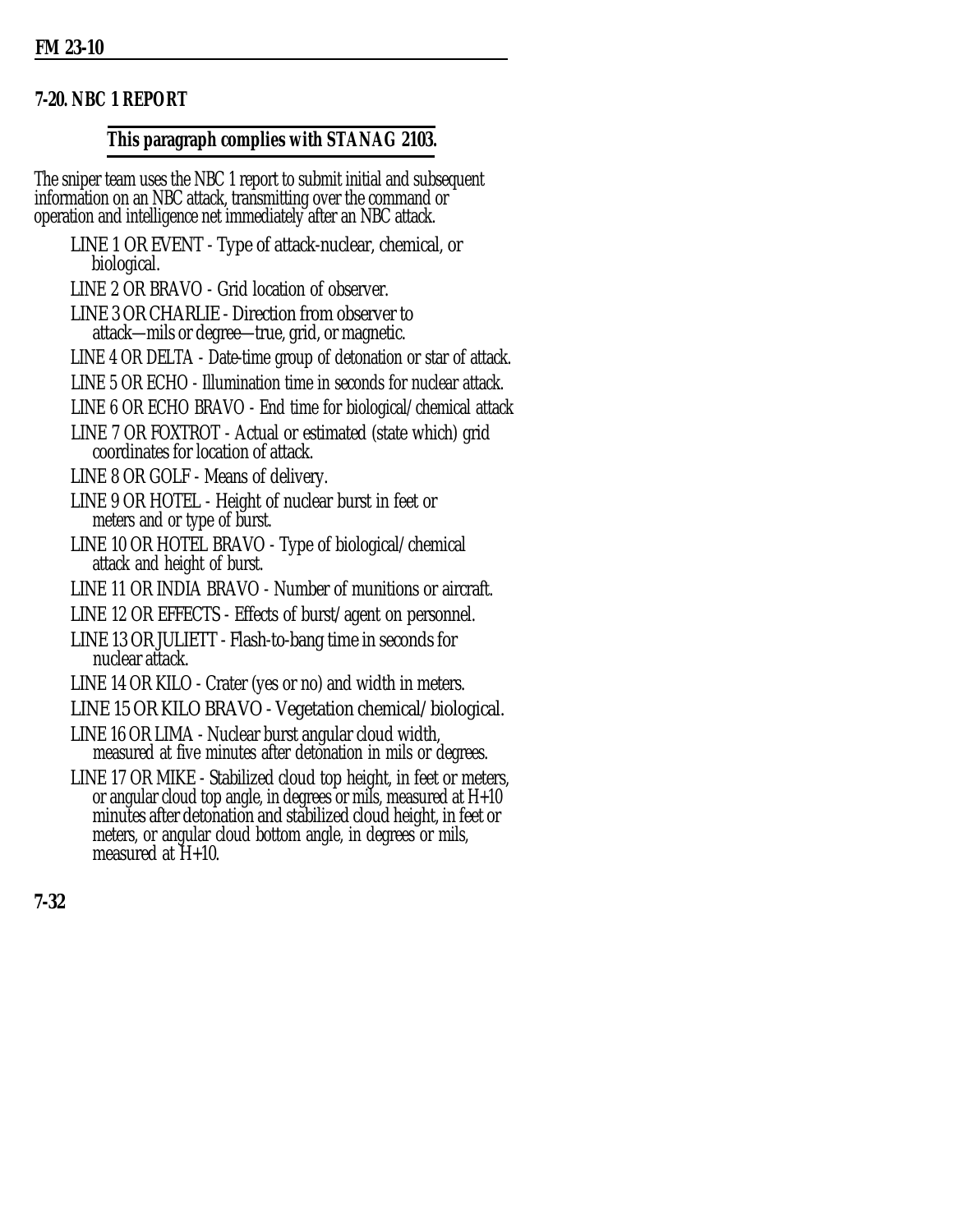## 7-20. NBC 1 REPORT

**This paragraph complies with STANAG 2103.**

The sniper team uses the NBC 1 report to submit initial and subsequent information on an NBC attack, transmitting over the command or operation and intelligence net immediately after an NBC attack.

LINE 1 OR EVENT - Type of attack-nuclear, chemical, or biological.

LINE 2 OR BRAVO - Grid location of observer.

LINE 3 OR CHARLIE - Direction from observer to attack—mils or degree—true, grid, or magnetic.

LINE 4 OR DELTA - Date-time group of detonation or star of attack.

LINE 5 OR ECHO - Illumination time in seconds for nuclear attack.

LINE 6 OR ECHO BRAVO - End time for biological/chemical attack

LINE 7 OR FOXTROT - Actual or estimated (state which) grid coordinates for location of attack.

LINE 8 OR GOLF - Means of delivery.

LINE 9 OR HOTEL - Height of nuclear burst in feet or meters and or type of burst.

LINE 10 OR HOTEL BRAVO - Type of biological/chemical attack and height of burst.

LINE 11 OR INDIA BRAVO - Number of munitions or aircraft.

LINE 12 OR EFFECTS - Effects of burst/agent on personnel.

LINE 13 OR JULIETT - Flash-to-bang time in seconds for nuclear attack.

LINE 14 OR KILO - Crater (yes or no) and width in meters.

LINE 15 OR KILO BRAVO - Vegetation chemical/biological.

LINE 16 OR LIMA - Nuclear burst angular cloud width, measured at five minutes after detonation in mils or degrees.

LINE 17 OR MIKE - Stabilized cloud top height, in feet or meters, or angular cloud top angle, in degrees or mils, measured at H+10 minutes after detonation and stabilized cloud height, in feet or meters, or angular cloud bottom angle, in degrees or mils, measured at H+10.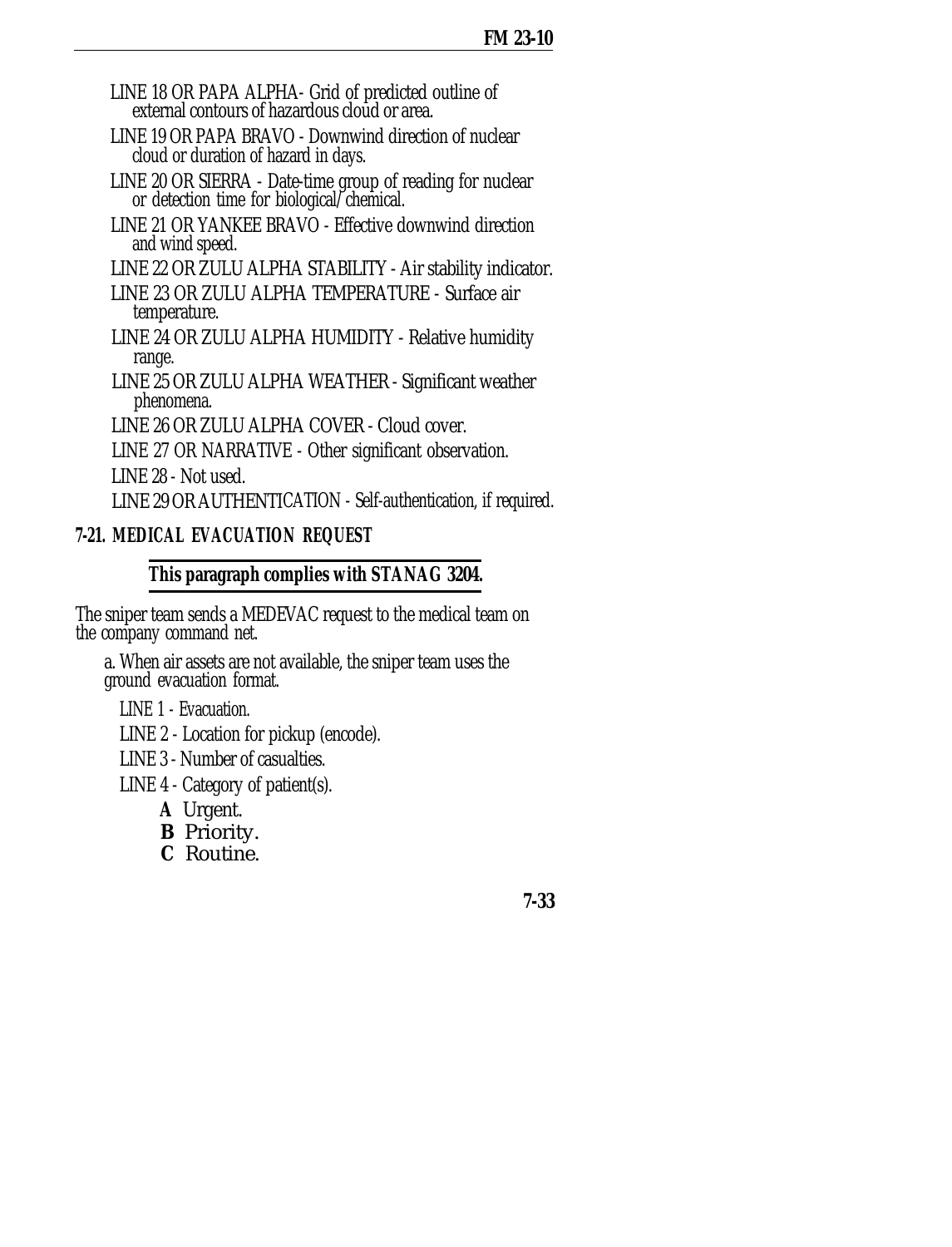LINE 18 OR PAPA ALPHA- Grid of predicted outline of external contours of hazardous cloud or area.

LINE 19 OR PAPA BRAVO - Downwind direction of nuclear cloud or duration of hazard in days.

LINE 20 OR SIERRA - Date-time group of reading for nuclear or detection time for biological/chemical.

LINE 21 OR YANKEE BRAVO - Effective downwind direction and wind speed.

LINE 22 OR ZULU ALPHA STABILITY - Air stability indicator.

LINE 23 OR ZULU ALPHA TEMPERATURE - Surface air temperature.

LINE 24 OR ZULU ALPHA HUMIDITY - Relative humidity range.

LINE 25 OR ZULU ALPHA WEATHER - Significant weather phenomena.

LINE 26 OR ZULU ALPHA COVER - Cloud cover.

LINE 27 OR NARRATIVE - Other significant observation.

LINE 28 - Not used.

LINE 29 OR AUTHENTICATION - Self-authentication, if required.

## 7-21. MEDICAL EVACUATION REQUEST

**This paragraph complies with STANAG 3204.**

The sniper team sends a MEDEVAC request to the medical team on the company command net.

a. When air assets are not available, the sniper team uses the ground evacuation format.

LINE 1 - Evacuation.

LINE 2 - Location for pickup (encode).

LINE 3 - Number of casualties.

LINE 4 - Category of patient(s).

**A** Urgent.
**B** Priority.
**C** Routine.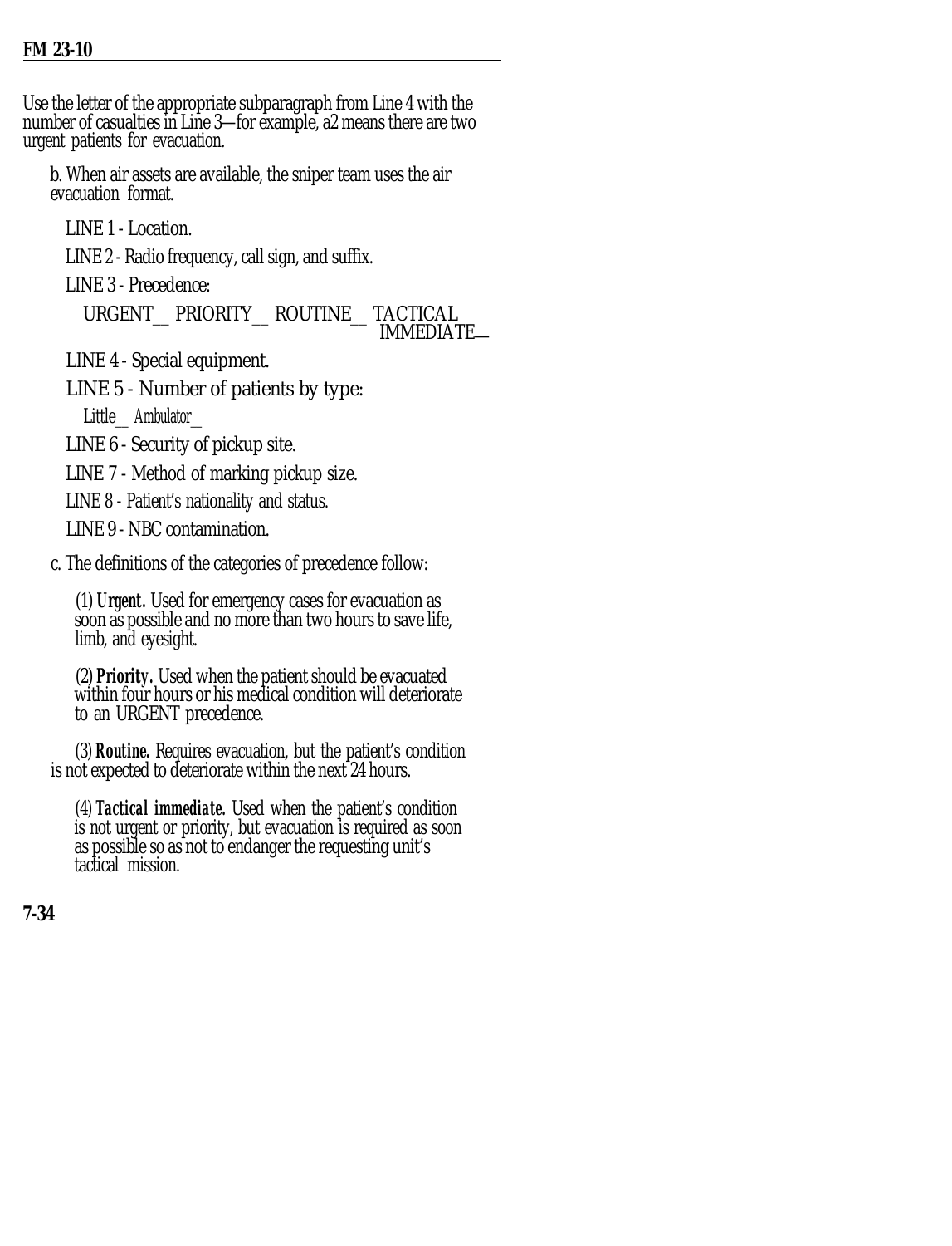Use the letter of the appropriate subparagraph from Line 4 with the number of casualties in Line 3—for example, a2 means there are two urgent patients for evacuation.

b. When air assets are available, the sniper team uses the air evacuation format.

LINE 1 - Location.

LINE 2 - Radio frequency, call sign, and suffix.

LINE 3 - Precedence:

URGENT__ PRIORITY__ ROUTINE__ TACTICAL IMMEDIATE__

LINE 4 - Special equipment.

LINE 5 - Number of patients by type:

Little__ Ambulator__

LINE 6 - Security of pickup site.

LINE 7 - Method of marking pickup size.

LINE 8 - Patient's nationality and status.

LINE 9 - NBC contamination.

c. The definitions of the categories of precedence follow:

(1) **Urgent.** Used for emergency cases for evacuation as soon as possible and no more than two hours to save life, limb, and eyesight.

(2) **Priority.** Used when the patient should be evacuated within four hours or his medical condition will deteriorate to an URGENT precedence.

(3) **Routine.** Requires evacuation, but the patient's condition is not expected to deteriorate within the next 24 hours.

(4) **Tactical immediate.** Used when the patient's condition is not urgent or priority, but evacuation is required as soon as possible so as not to endanger the requesting unit's tactical mission.